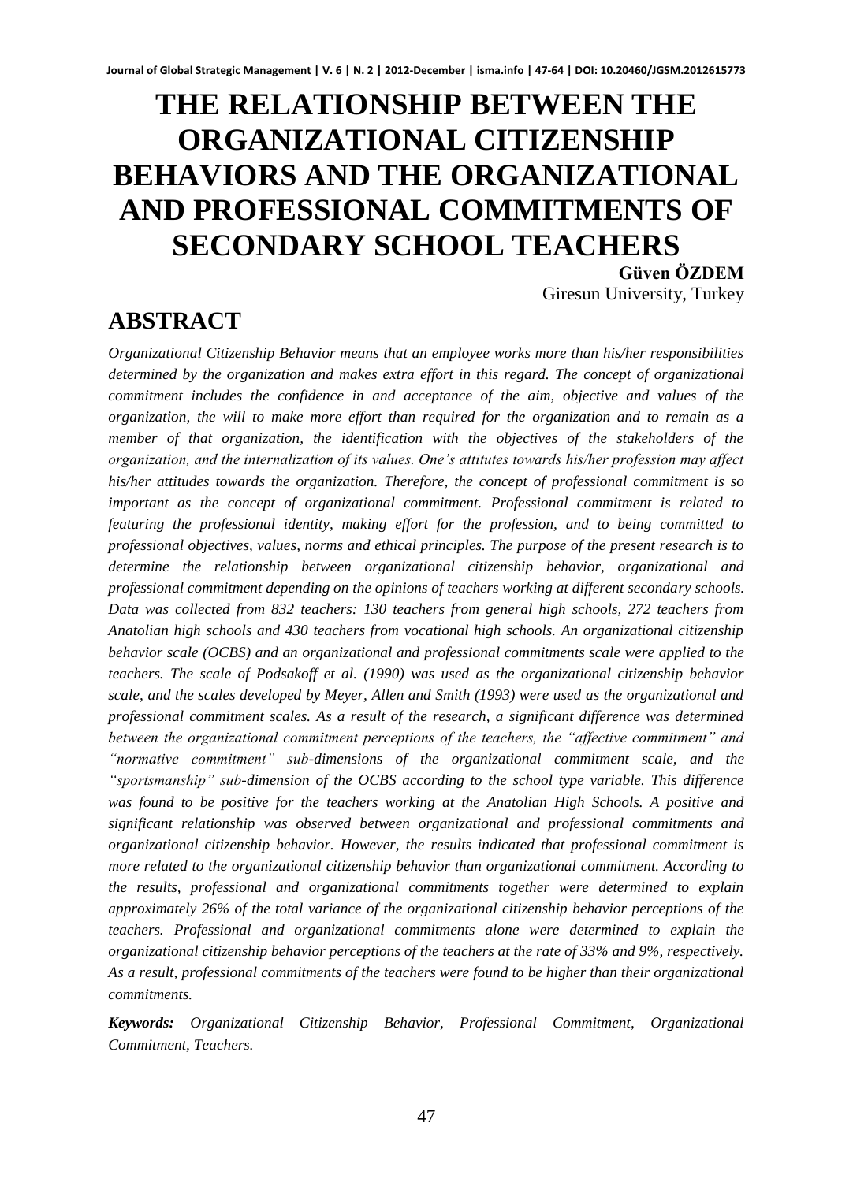# THE RELATIONSHIP BETWEEN THE ORGANIZATIONAL CITIZENSHIP BEHAVIORS AND THE ORGANIZATIONAL AND PROFESSIONAL COMMITMENTS OF SECONDARY SCHOOL TEACHERS

**Güven ÖZDEM**

Giresun University, Turkey

## ABSTRACT

*Organizational Citizenship Behavior means that an employee works more than his/her responsibilities determined by the organization and makes extra effort in this regard. The concept of organizational commitment includes the confidence in and acceptance of the aim, objective and values of the organization, the will to make more effort than required for the organization and to remain as a member of that organization, the identification with the objectives of the stakeholders of the organization, and the internalization of its values. One's attitutes towards his/her profession may affect his/her attitudes towards the organization. Therefore, the concept of professional commitment is so important as the concept of organizational commitment. Professional commitment is related to featuring the professional identity, making effort for the profession, and to being committed to professional objectives, values, norms and ethical principles. The purpose of the present research is to determine the relationship between organizational citizenship behavior, organizational and professional commitment depending on the opinions of teachers working at different secondary schools. Data was collected from 832 teachers: 130 teachers from general high schools, 272 teachers from Anatolian high schools and 430 teachers from vocational high schools. An organizational citizenship behavior scale (OCBS) and an organizational and professional commitments scale were applied to the teachers. The scale of Podsakoff et al. (1990) was used as the organizational citizenship behavior scale, and the scales developed by Meyer, Allen and Smith (1993) were used as the organizational and professional commitment scales. As a result of the research, a significant difference was determined between the organizational commitment perceptions of the teachers, the "affective commitment" and "normative commitment" sub-dimensions of the organizational commitment scale, and the "sportsmanship" sub-dimension of the OCBS according to the school type variable. This difference was found to be positive for the teachers working at the Anatolian High Schools. A positive and significant relationship was observed between organizational and professional commitments and organizational citizenship behavior. However, the results indicated that professional commitment is more related to the organizational citizenship behavior than organizational commitment. According to the results, professional and organizational commitments together were determined to explain approximately 26% of the total variance of the organizational citizenship behavior perceptions of the teachers. Professional and organizational commitments alone were determined to explain the organizational citizenship behavior perceptions of the teachers at the rate of 33% and 9%, respectively. As a result, professional commitments of the teachers were found to be higher than their organizational commitments.*

***Keywords:*** *Organizational Citizenship Behavior, Professional Commitment, Organizational Commitment, Teachers.*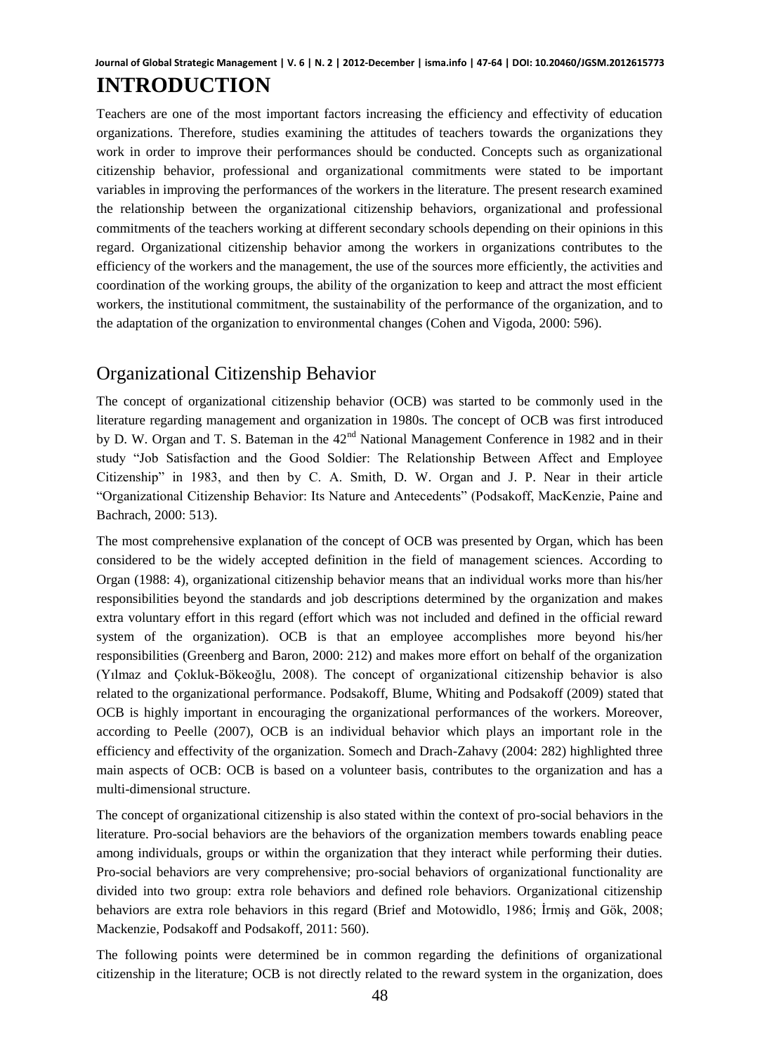# INTRODUCTION

Teachers are one of the most important factors increasing the efficiency and effectivity of education organizations. Therefore, studies examining the attitudes of teachers towards the organizations they work in order to improve their performances should be conducted. Concepts such as organizational citizenship behavior, professional and organizational commitments were stated to be important variables in improving the performances of the workers in the literature. The present research examined the relationship between the organizational citizenship behaviors, organizational and professional commitments of the teachers working at different secondary schools depending on their opinions in this regard. Organizational citizenship behavior among the workers in organizations contributes to the efficiency of the workers and the management, the use of the sources more efficiently, the activities and coordination of the working groups, the ability of the organization to keep and attract the most efficient workers, the institutional commitment, the sustainability of the performance of the organization, and to the adaptation of the organization to environmental changes (Cohen and Vigoda, 2000: 596).

## Organizational Citizenship Behavior

The concept of organizational citizenship behavior (OCB) was started to be commonly used in the literature regarding management and organization in 1980s. The concept of OCB was first introduced by D. W. Organ and T. S. Bateman in the 42nd National Management Conference in 1982 and in their study "Job Satisfaction and the Good Soldier: The Relationship Between Affect and Employee Citizenship" in 1983, and then by C. A. Smith, D. W. Organ and J. P. Near in their article "Organizational Citizenship Behavior: Its Nature and Antecedents" (Podsakoff, MacKenzie, Paine and Bachrach, 2000: 513).

The most comprehensive explanation of the concept of OCB was presented by Organ, which has been considered to be the widely accepted definition in the field of management sciences. According to Organ (1988: 4), organizational citizenship behavior means that an individual works more than his/her responsibilities beyond the standards and job descriptions determined by the organization and makes extra voluntary effort in this regard (effort which was not included and defined in the official reward system of the organization). OCB is that an employee accomplishes more beyond his/her responsibilities (Greenberg and Baron, 2000: 212) and makes more effort on behalf of the organization (Yılmaz and Çokluk-Bökeoğlu, 2008). The concept of organizational citizenship behavior is also related to the organizational performance. Podsakoff, Blume, Whiting and Podsakoff (2009) stated that OCB is highly important in encouraging the organizational performances of the workers. Moreover, according to Peelle (2007), OCB is an individual behavior which plays an important role in the efficiency and effectivity of the organization. Somech and Drach-Zahavy (2004: 282) highlighted three main aspects of OCB: OCB is based on a volunteer basis, contributes to the organization and has a multi-dimensional structure.

The concept of organizational citizenship is also stated within the context of pro-social behaviors in the literature. Pro-social behaviors are the behaviors of the organization members towards enabling peace among individuals, groups or within the organization that they interact while performing their duties. Pro-social behaviors are very comprehensive; pro-social behaviors of organizational functionality are divided into two group: extra role behaviors and defined role behaviors. Organizational citizenship behaviors are extra role behaviors in this regard (Brief and Motowidlo, 1986; İrmiş and Gök, 2008; Mackenzie, Podsakoff and Podsakoff, 2011: 560).

The following points were determined be in common regarding the definitions of organizational citizenship in the literature; OCB is not directly related to the reward system in the organization, does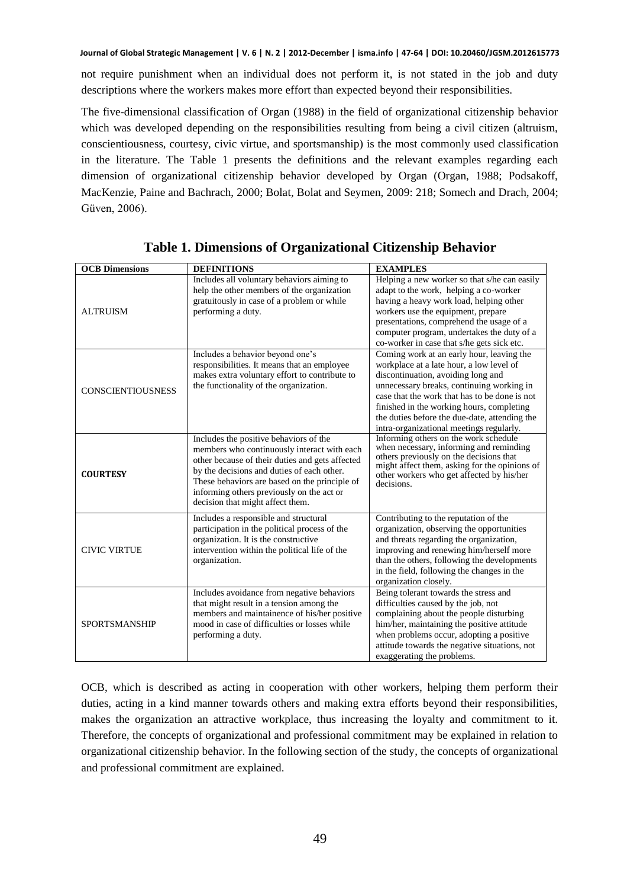not require punishment when an individual does not perform it, is not stated in the job and duty descriptions where the workers makes more effort than expected beyond their responsibilities.

The five-dimensional classification of Organ (1988) in the field of organizational citizenship behavior which was developed depending on the responsibilities resulting from being a civil citizen (altruism, conscientiousness, courtesy, civic virtue, and sportsmanship) is the most commonly used classification in the literature. The Table 1 presents the definitions and the relevant examples regarding each dimension of organizational citizenship behavior developed by Organ (Organ, 1988; Podsakoff, MacKenzie, Paine and Bachrach, 2000; Bolat, Bolat and Seymen, 2009: 218; Somech and Drach, 2004; Güven, 2006).

**Table 1. Dimensions of Organizational Citizenship Behavior**

| OCB Dimensions | DEFINITIONS | EXAMPLES |
|---|---|---|
| ALTRUISM | Includes all voluntary behaviors aiming to help the other members of the organization gratuitously in case of a problem or while performing a duty. | Helping a new worker so that s/he can easily adapt to the work, helping a co-worker having a heavy work load, helping other workers use the equipment, prepare presentations, comprehend the usage of a computer program, undertakes the duty of a co-worker in case that s/he gets sick etc. |
| CONSCIENTIOUSNESS | Includes a behavior beyond one's responsibilities. It means that an employee makes extra voluntary effort to contribute to the functionality of the organization. | Coming work at an early hour, leaving the workplace at a late hour, a low level of discontinuation, avoiding long and unnecessary breaks, continuing working in case that the work that has to be done is not finished in the working hours, completing the duties before the due-date, attending the intra-organizational meetings regularly. |
| **COURTESY** | Includes the positive behaviors of the members who continuously interact with each other because of their duties and gets affected by the decisions and duties of each other. These behaviors are based on the principle of informing others previously on the act or decision that might affect them. | Informing others on the work schedule when necessary, informing and reminding others previously on the decisions that might affect them, asking for the opinions of other workers who get affected by his/her decisions. |
| CIVIC VIRTUE | Includes a responsible and structural participation in the political process of the organization. It is the constructive intervention within the political life of the organization. | Contributing to the reputation of the organization, observing the opportunities and threats regarding the organization, improving and renewing him/herself more than the others, following the developments in the field, following the changes in the organization closely. |
| SPORTSMANSHIP | Includes avoidance from negative behaviors that might result in a tension among the members and maintainence of his/her positive mood in case of difficulties or losses while performing a duty. | Being tolerant towards the stress and difficulties caused by the job, not complaining about the people disturbing him/her, maintaining the positive attitude when problems occur, adopting a positive attitude towards the negative situations, not exaggerating the problems. |

OCB, which is described as acting in cooperation with other workers, helping them perform their duties, acting in a kind manner towards others and making extra efforts beyond their responsibilities, makes the organization an attractive workplace, thus increasing the loyalty and commitment to it. Therefore, the concepts of organizational and professional commitment may be explained in relation to organizational citizenship behavior. In the following section of the study, the concepts of organizational and professional commitment are explained.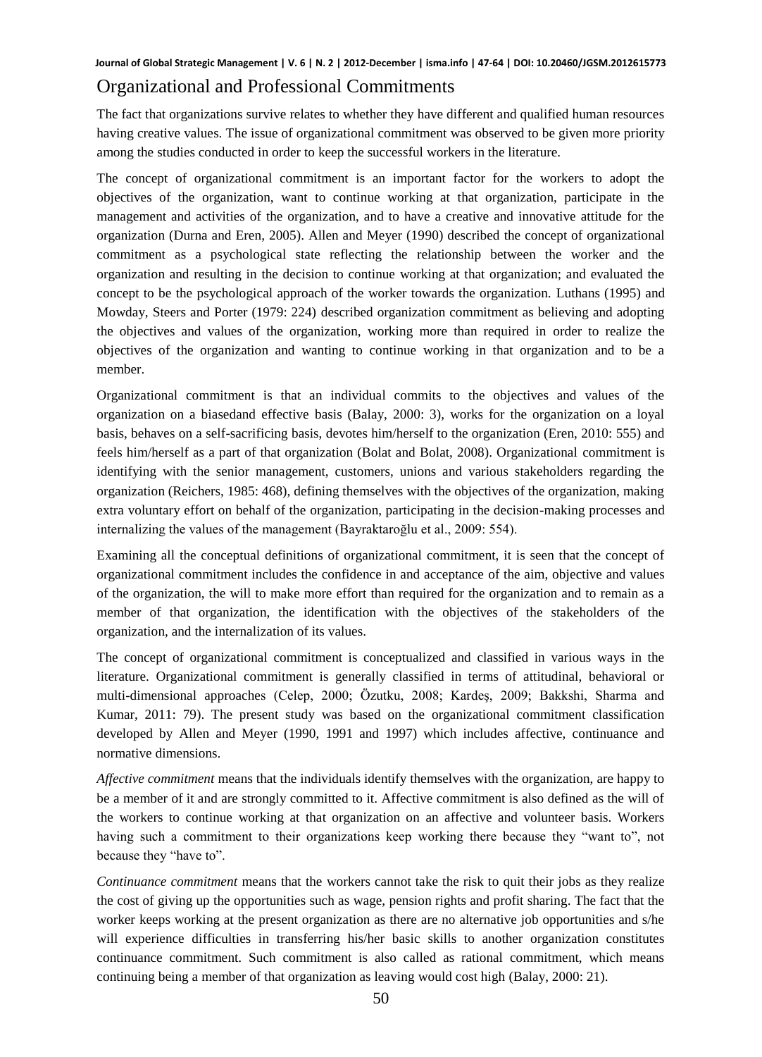## Organizational and Professional Commitments

The fact that organizations survive relates to whether they have different and qualified human resources having creative values. The issue of organizational commitment was observed to be given more priority among the studies conducted in order to keep the successful workers in the literature.

The concept of organizational commitment is an important factor for the workers to adopt the objectives of the organization, want to continue working at that organization, participate in the management and activities of the organization, and to have a creative and innovative attitude for the organization (Durna and Eren, 2005). Allen and Meyer (1990) described the concept of organizational commitment as a psychological state reflecting the relationship between the worker and the organization and resulting in the decision to continue working at that organization; and evaluated the concept to be the psychological approach of the worker towards the organization. Luthans (1995) and Mowday, Steers and Porter (1979: 224) described organization commitment as believing and adopting the objectives and values of the organization, working more than required in order to realize the objectives of the organization and wanting to continue working in that organization and to be a member.

Organizational commitment is that an individual commits to the objectives and values of the organization on a biasedand effective basis (Balay, 2000: 3), works for the organization on a loyal basis, behaves on a self-sacrificing basis, devotes him/herself to the organization (Eren, 2010: 555) and feels him/herself as a part of that organization (Bolat and Bolat, 2008). Organizational commitment is identifying with the senior management, customers, unions and various stakeholders regarding the organization (Reichers, 1985: 468), defining themselves with the objectives of the organization, making extra voluntary effort on behalf of the organization, participating in the decision-making processes and internalizing the values of the management (Bayraktaroğlu et al., 2009: 554).

Examining all the conceptual definitions of organizational commitment, it is seen that the concept of organizational commitment includes the confidence in and acceptance of the aim, objective and values of the organization, the will to make more effort than required for the organization and to remain as a member of that organization, the identification with the objectives of the stakeholders of the organization, and the internalization of its values.

The concept of organizational commitment is conceptualized and classified in various ways in the literature. Organizational commitment is generally classified in terms of attitudinal, behavioral or multi-dimensional approaches (Celep, 2000; Özutku, 2008; Kardeş, 2009; Bakkshi, Sharma and Kumar, 2011: 79). The present study was based on the organizational commitment classification developed by Allen and Meyer (1990, 1991 and 1997) which includes affective, continuance and normative dimensions.

*Affective commitment* means that the individuals identify themselves with the organization, are happy to be a member of it and are strongly committed to it. Affective commitment is also defined as the will of the workers to continue working at that organization on an affective and volunteer basis. Workers having such a commitment to their organizations keep working there because they "want to", not because they "have to".

*Continuance commitment* means that the workers cannot take the risk to quit their jobs as they realize the cost of giving up the opportunities such as wage, pension rights and profit sharing. The fact that the worker keeps working at the present organization as there are no alternative job opportunities and s/he will experience difficulties in transferring his/her basic skills to another organization constitutes continuance commitment. Such commitment is also called as rational commitment, which means continuing being a member of that organization as leaving would cost high (Balay, 2000: 21).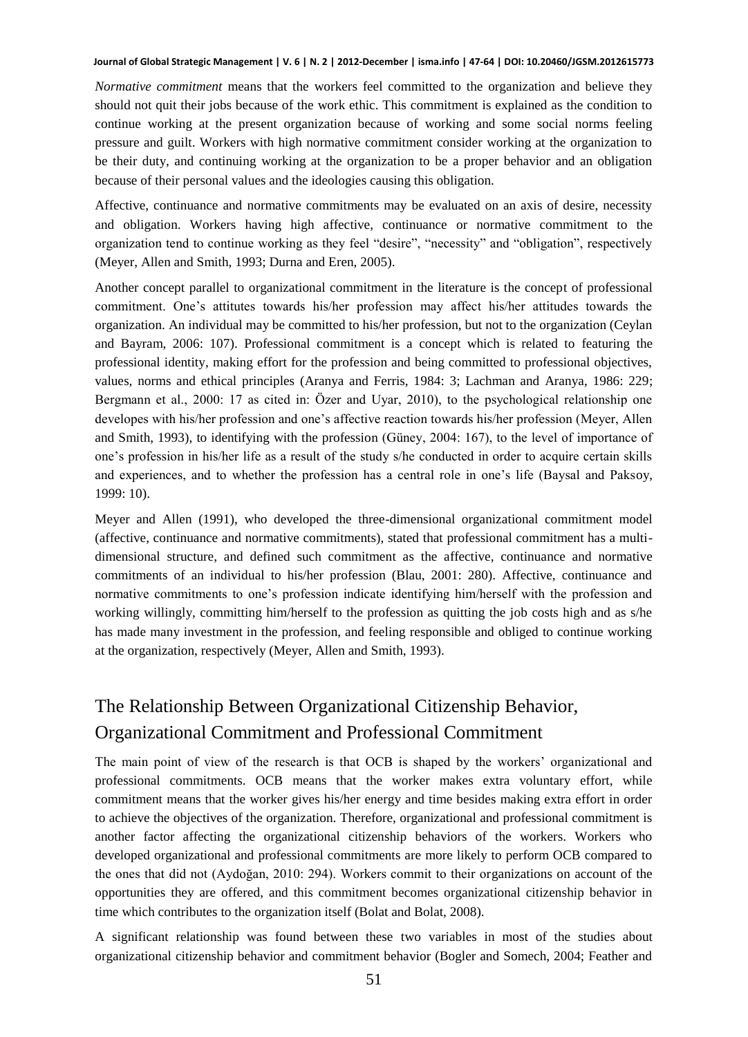*Normative commitment* means that the workers feel committed to the organization and believe they should not quit their jobs because of the work ethic. This commitment is explained as the condition to continue working at the present organization because of working and some social norms feeling pressure and guilt. Workers with high normative commitment consider working at the organization to be their duty, and continuing working at the organization to be a proper behavior and an obligation because of their personal values and the ideologies causing this obligation.

Affective, continuance and normative commitments may be evaluated on an axis of desire, necessity and obligation. Workers having high affective, continuance or normative commitment to the organization tend to continue working as they feel "desire", "necessity" and "obligation", respectively (Meyer, Allen and Smith, 1993; Durna and Eren, 2005).

Another concept parallel to organizational commitment in the literature is the concept of professional commitment. One's attitutes towards his/her profession may affect his/her attitudes towards the organization. An individual may be committed to his/her profession, but not to the organization (Ceylan and Bayram, 2006: 107). Professional commitment is a concept which is related to featuring the professional identity, making effort for the profession and being committed to professional objectives, values, norms and ethical principles (Aranya and Ferris, 1984: 3; Lachman and Aranya, 1986: 229; Bergmann et al., 2000: 17 as cited in: Özer and Uyar, 2010), to the psychological relationship one developes with his/her profession and one's affective reaction towards his/her profession (Meyer, Allen and Smith, 1993), to identifying with the profession (Güney, 2004: 167), to the level of importance of one's profession in his/her life as a result of the study s/he conducted in order to acquire certain skills and experiences, and to whether the profession has a central role in one's life (Baysal and Paksoy, 1999: 10).

Meyer and Allen (1991), who developed the three-dimensional organizational commitment model (affective, continuance and normative commitments), stated that professional commitment has a multi-dimensional structure, and defined such commitment as the affective, continuance and normative commitments of an individual to his/her profession (Blau, 2001: 280). Affective, continuance and normative commitments to one's profession indicate identifying him/herself with the profession and working willingly, committing him/herself to the profession as quitting the job costs high and as s/he has made many investment in the profession, and feeling responsible and obliged to continue working at the organization, respectively (Meyer, Allen and Smith, 1993).

## The Relationship Between Organizational Citizenship Behavior, Organizational Commitment and Professional Commitment

The main point of view of the research is that OCB is shaped by the workers' organizational and professional commitments. OCB means that the worker makes extra voluntary effort, while commitment means that the worker gives his/her energy and time besides making extra effort in order to achieve the objectives of the organization. Therefore, organizational and professional commitment is another factor affecting the organizational citizenship behaviors of the workers. Workers who developed organizational and professional commitments are more likely to perform OCB compared to the ones that did not (Aydoğan, 2010: 294). Workers commit to their organizations on account of the opportunities they are offered, and this commitment becomes organizational citizenship behavior in time which contributes to the organization itself (Bolat and Bolat, 2008).

A significant relationship was found between these two variables in most of the studies about organizational citizenship behavior and commitment behavior (Bogler and Somech, 2004; Feather and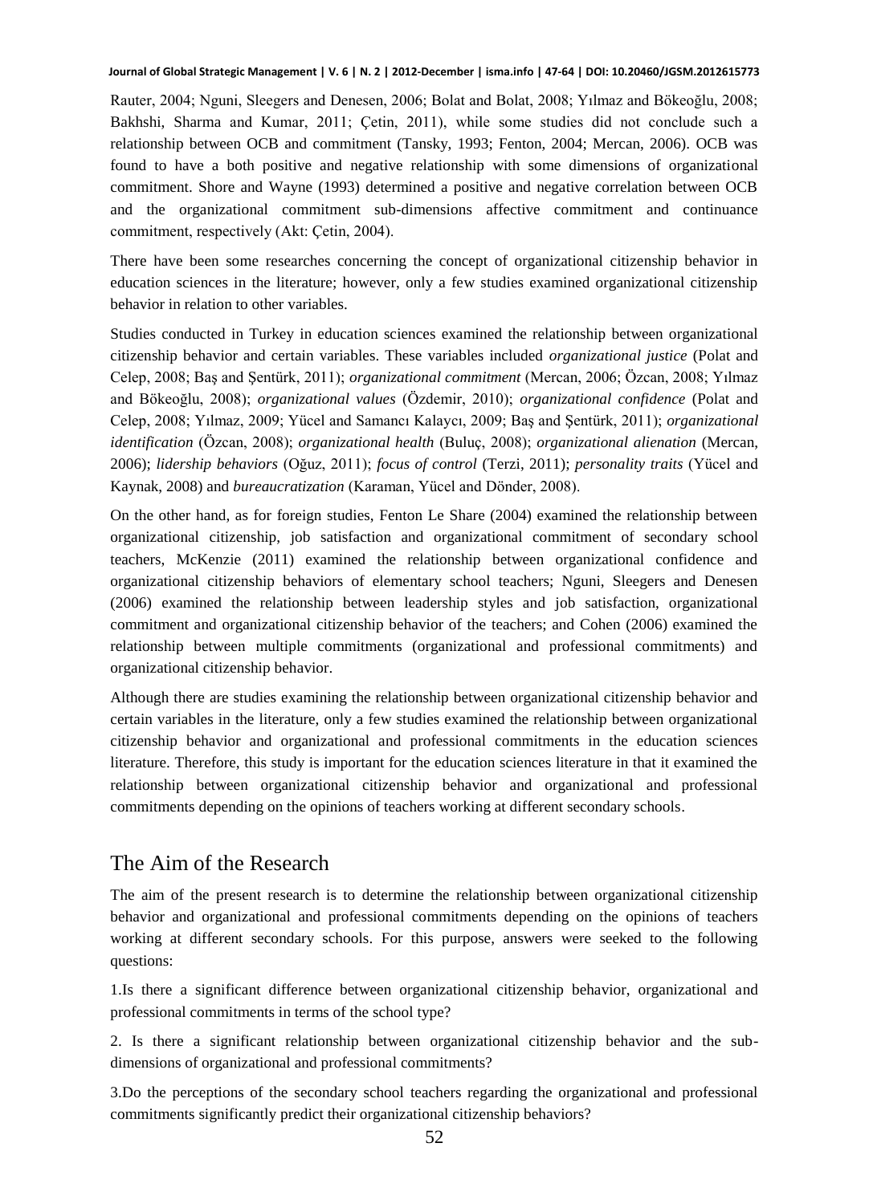Rauter, 2004; Nguni, Sleegers and Denesen, 2006; Bolat and Bolat, 2008; Yılmaz and Bökeoğlu, 2008; Bakhshi, Sharma and Kumar, 2011; Çetin, 2011), while some studies did not conclude such a relationship between OCB and commitment (Tansky, 1993; Fenton, 2004; Mercan, 2006). OCB was found to have a both positive and negative relationship with some dimensions of organizational commitment. Shore and Wayne (1993) determined a positive and negative correlation between OCB and the organizational commitment sub-dimensions affective commitment and continuance commitment, respectively (Akt: Çetin, 2004).

There have been some researches concerning the concept of organizational citizenship behavior in education sciences in the literature; however, only a few studies examined organizational citizenship behavior in relation to other variables.

Studies conducted in Turkey in education sciences examined the relationship between organizational citizenship behavior and certain variables. These variables included *organizational justice* (Polat and Celep, 2008; Baş and Şentürk, 2011); *organizational commitment* (Mercan, 2006; Özcan, 2008; Yılmaz and Bökeoğlu, 2008); *organizational values* (Özdemir, 2010); *organizational confidence* (Polat and Celep, 2008; Yılmaz, 2009; Yücel and Samancı Kalaycı, 2009; Baş and Şentürk, 2011); *organizational identification* (Özcan, 2008); *organizational health* (Buluç, 2008); *organizational alienation* (Mercan, 2006); *lidership behaviors* (Oğuz, 2011); *focus of control* (Terzi, 2011); *personality traits* (Yücel and Kaynak, 2008) and *bureaucratization* (Karaman, Yücel and Dönder, 2008).

On the other hand, as for foreign studies, Fenton Le Share (2004) examined the relationship between organizational citizenship, job satisfaction and organizational commitment of secondary school teachers, McKenzie (2011) examined the relationship between organizational confidence and organizational citizenship behaviors of elementary school teachers; Nguni, Sleegers and Denesen (2006) examined the relationship between leadership styles and job satisfaction, organizational commitment and organizational citizenship behavior of the teachers; and Cohen (2006) examined the relationship between multiple commitments (organizational and professional commitments) and organizational citizenship behavior.

Although there are studies examining the relationship between organizational citizenship behavior and certain variables in the literature, only a few studies examined the relationship between organizational citizenship behavior and organizational and professional commitments in the education sciences literature. Therefore, this study is important for the education sciences literature in that it examined the relationship between organizational citizenship behavior and organizational and professional commitments depending on the opinions of teachers working at different secondary schools.

## The Aim of the Research

The aim of the present research is to determine the relationship between organizational citizenship behavior and organizational and professional commitments depending on the opinions of teachers working at different secondary schools. For this purpose, answers were seeked to the following questions:

1.Is there a significant difference between organizational citizenship behavior, organizational and professional commitments in terms of the school type?

2. Is there a significant relationship between organizational citizenship behavior and the sub-dimensions of organizational and professional commitments?

3.Do the perceptions of the secondary school teachers regarding the organizational and professional commitments significantly predict their organizational citizenship behaviors?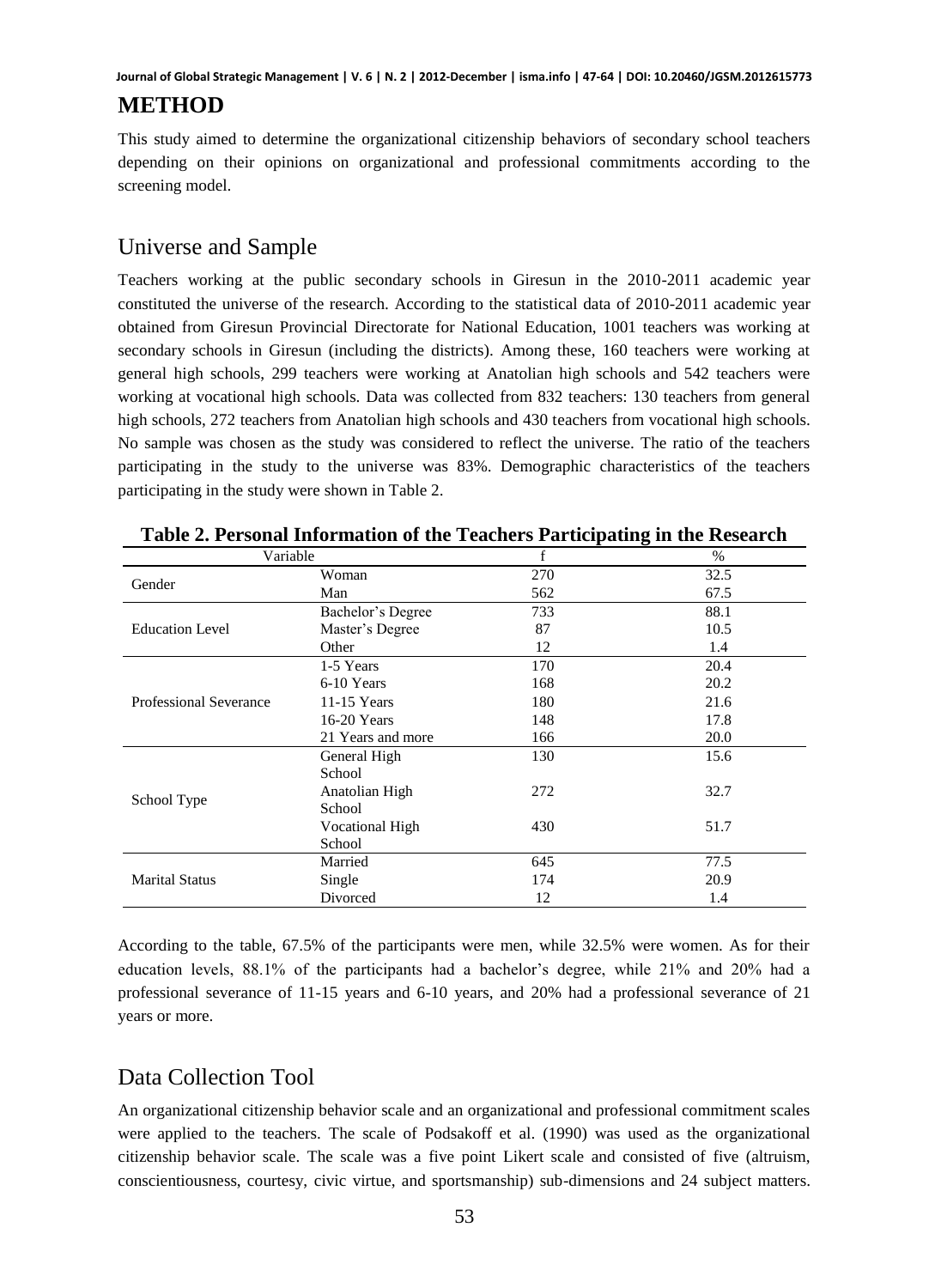## METHOD

This study aimed to determine the organizational citizenship behaviors of secondary school teachers depending on their opinions on organizational and professional commitments according to the screening model.

### Universe and Sample

Teachers working at the public secondary schools in Giresun in the 2010-2011 academic year constituted the universe of the research. According to the statistical data of 2010-2011 academic year obtained from Giresun Provincial Directorate for National Education, 1001 teachers was working at secondary schools in Giresun (including the districts). Among these, 160 teachers were working at general high schools, 299 teachers were working at Anatolian high schools and 542 teachers were working at vocational high schools. Data was collected from 832 teachers: 130 teachers from general high schools, 272 teachers from Anatolian high schools and 430 teachers from vocational high schools. No sample was chosen as the study was considered to reflect the universe. The ratio of the teachers participating in the study to the universe was 83%. Demographic characteristics of the teachers participating in the study were shown in Table 2.

**Table 2. Personal Information of the Teachers Participating in the Research**

| Variable | | f | % |
|---|---|---|---|
| Gender | Woman | 270 | 32.5 |
| | Man | 562 | 67.5 |
| Education Level | Bachelor's Degree | 733 | 88.1 |
| | Master's Degree | 87 | 10.5 |
| | Other | 12 | 1.4 |
| Professional Severance | 1-5 Years | 170 | 20.4 |
| | 6-10 Years | 168 | 20.2 |
| | 11-15 Years | 180 | 21.6 |
| | 16-20 Years | 148 | 17.8 |
| | 21 Years and more | 166 | 20.0 |
| School Type | General High School | 130 | 15.6 |
| | Anatolian High School | 272 | 32.7 |
| | Vocational High School | 430 | 51.7 |
| Marital Status | Married | 645 | 77.5 |
| | Single | 174 | 20.9 |
| | Divorced | 12 | 1.4 |

According to the table, 67.5% of the participants were men, while 32.5% were women. As for their education levels, 88.1% of the participants had a bachelor's degree, while 21% and 20% had a professional severance of 11-15 years and 6-10 years, and 20% had a professional severance of 21 years or more.

### Data Collection Tool

An organizational citizenship behavior scale and an organizational and professional commitment scales were applied to the teachers. The scale of Podsakoff et al. (1990) was used as the organizational citizenship behavior scale. The scale was a five point Likert scale and consisted of five (altruism, conscientiousness, courtesy, civic virtue, and sportsmanship) sub-dimensions and 24 subject matters.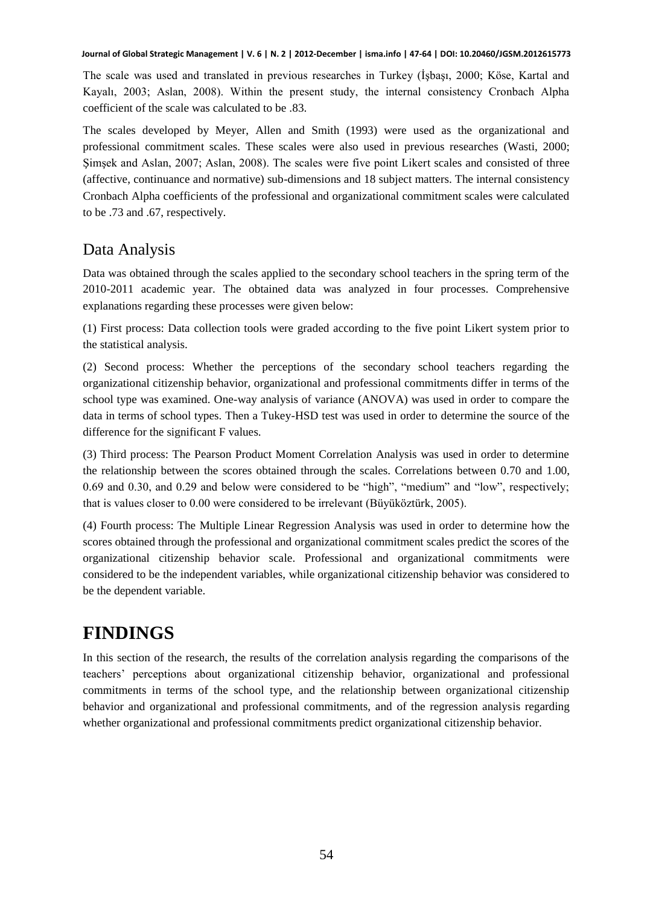The scale was used and translated in previous researches in Turkey (İşbaşı, 2000; Köse, Kartal and Kayalı, 2003; Aslan, 2008). Within the present study, the internal consistency Cronbach Alpha coefficient of the scale was calculated to be .83.

The scales developed by Meyer, Allen and Smith (1993) were used as the organizational and professional commitment scales. These scales were also used in previous researches (Wasti, 2000; Şimşek and Aslan, 2007; Aslan, 2008). The scales were five point Likert scales and consisted of three (affective, continuance and normative) sub-dimensions and 18 subject matters. The internal consistency Cronbach Alpha coefficients of the professional and organizational commitment scales were calculated to be .73 and .67, respectively.

## Data Analysis

Data was obtained through the scales applied to the secondary school teachers in the spring term of the 2010-2011 academic year. The obtained data was analyzed in four processes. Comprehensive explanations regarding these processes were given below:

(1) First process: Data collection tools were graded according to the five point Likert system prior to the statistical analysis.

(2) Second process: Whether the perceptions of the secondary school teachers regarding the organizational citizenship behavior, organizational and professional commitments differ in terms of the school type was examined. One-way analysis of variance (ANOVA) was used in order to compare the data in terms of school types. Then a Tukey-HSD test was used in order to determine the source of the difference for the significant F values.

(3) Third process: The Pearson Product Moment Correlation Analysis was used in order to determine the relationship between the scores obtained through the scales. Correlations between 0.70 and 1.00, 0.69 and 0.30, and 0.29 and below were considered to be "high", "medium" and "low", respectively; that is values closer to 0.00 were considered to be irrelevant (Büyüköztürk, 2005).

(4) Fourth process: The Multiple Linear Regression Analysis was used in order to determine how the scores obtained through the professional and organizational commitment scales predict the scores of the organizational citizenship behavior scale. Professional and organizational commitments were considered to be the independent variables, while organizational citizenship behavior was considered to be the dependent variable.

# FINDINGS

In this section of the research, the results of the correlation analysis regarding the comparisons of the teachers' perceptions about organizational citizenship behavior, organizational and professional commitments in terms of the school type, and the relationship between organizational citizenship behavior and organizational and professional commitments, and of the regression analysis regarding whether organizational and professional commitments predict organizational citizenship behavior.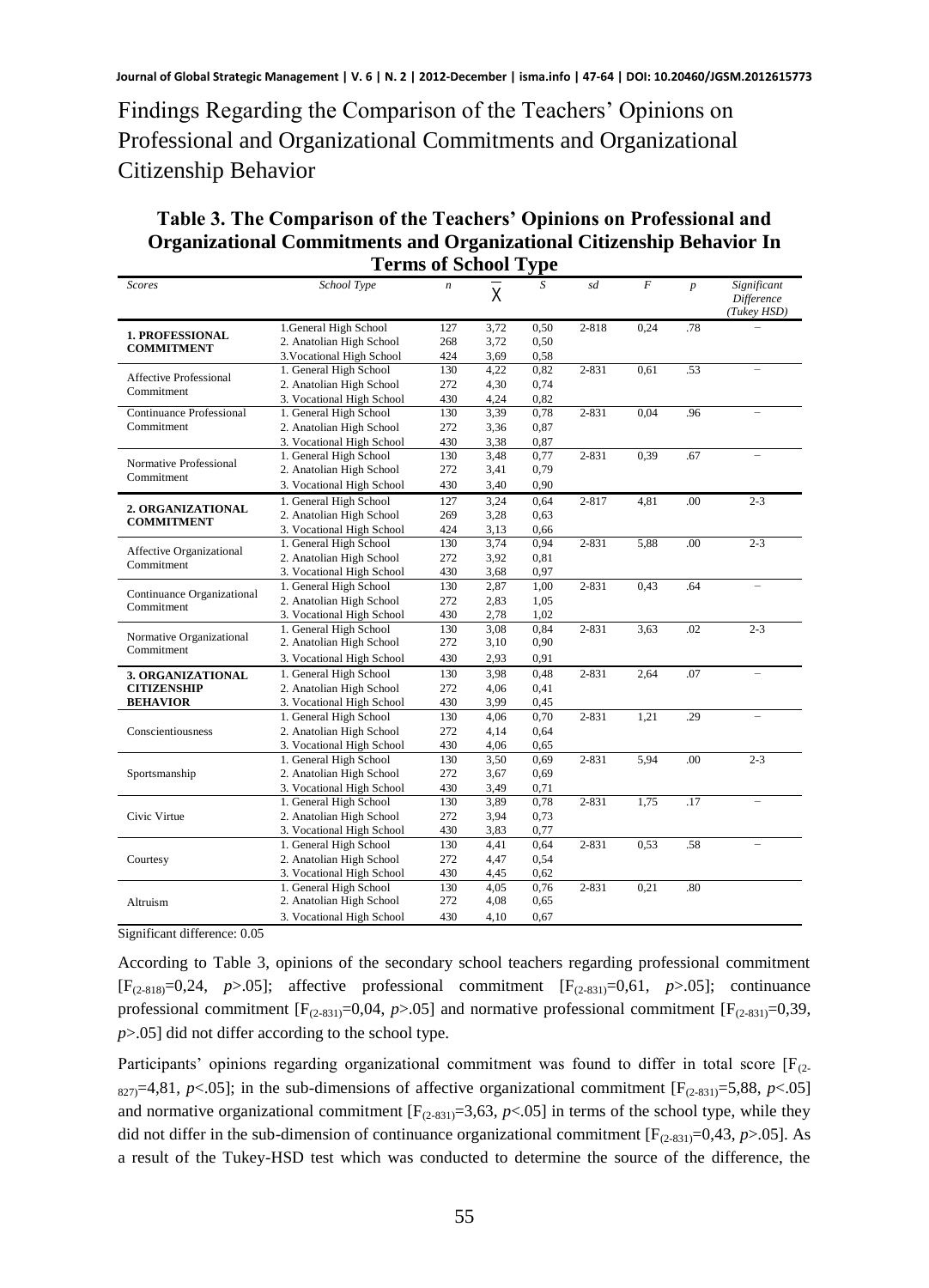# Findings Regarding the Comparison of the Teachers' Opinions on Professional and Organizational Commitments and Organizational Citizenship Behavior

**Table 3. The Comparison of the Teachers' Opinions on Professional and Organizational Commitments and Organizational Citizenship Behavior In Terms of School Type**

| *Scores* | *School Type* | *n* | $\overline{X}$ | *S* | *sd* | *F* | *p* | *Significant Difference (Tukey HSD)* |
|---|---|---|---|---|---|---|---|---|
| **1. PROFESSIONAL COMMITMENT** | 1.General High School | 127 | 3,72 | 0,50 | 2-818 | 0,24 | .78 | – |
| | 2. Anatolian High School | 268 | 3,72 | 0,50 | | | | |
| | 3.Vocational High School | 424 | 3,69 | 0,58 | | | | |
| Affective Professional Commitment | 1. General High School | 130 | 4,22 | 0,82 | 2-831 | 0,61 | .53 | – |
| | 2. Anatolian High School | 272 | 4,30 | 0,74 | | | | |
| | 3. Vocational High School | 430 | 4,24 | 0,82 | | | | |
| Continuance Professional Commitment | 1. General High School | 130 | 3,39 | 0,78 | 2-831 | 0,04 | .96 | – |
| | 2. Anatolian High School | 272 | 3,36 | 0,87 | | | | |
| | 3. Vocational High School | 430 | 3,38 | 0,87 | | | | |
| Normative Professional Commitment | 1. General High School | 130 | 3,48 | 0,77 | 2-831 | 0,39 | .67 | – |
| | 2. Anatolian High School | 272 | 3,41 | 0,79 | | | | |
| | 3. Vocational High School | 430 | 3,40 | 0,90 | | | | |
| **2. ORGANIZATIONAL COMMITMENT** | 1. General High School | 127 | 3,24 | 0,64 | 2-817 | 4,81 | .00 | 2-3 |
| | 2. Anatolian High School | 269 | 3,28 | 0,63 | | | | |
| | 3. Vocational High School | 424 | 3,13 | 0,66 | | | | |
| Affective Organizational Commitment | 1. General High School | 130 | 3,74 | 0,94 | 2-831 | 5,88 | .00 | 2-3 |
| | 2. Anatolian High School | 272 | 3,92 | 0,81 | | | | |
| | 3. Vocational High School | 430 | 3,68 | 0,97 | | | | |
| Continuance Organizational Commitment | 1. General High School | 130 | 2,87 | 1,00 | 2-831 | 0,43 | .64 | – |
| | 2. Anatolian High School | 272 | 2,83 | 1,05 | | | | |
| | 3. Vocational High School | 430 | 2,78 | 1,02 | | | | |
| Normative Organizational Commitment | 1. General High School | 130 | 3,08 | 0,84 | 2-831 | 3,63 | .02 | 2-3 |
| | 2. Anatolian High School | 272 | 3,10 | 0,90 | | | | |
| | 3. Vocational High School | 430 | 2,93 | 0,91 | | | | |
| **3. ORGANIZATIONAL CITIZENSHIP BEHAVIOR** | 1. General High School | 130 | 3,98 | 0,48 | 2-831 | 2,64 | .07 | – |
| | 2. Anatolian High School | 272 | 4,06 | 0,41 | | | | |
| | 3. Vocational High School | 430 | 3,99 | 0,45 | | | | |
| Conscientiousness | 1. General High School | 130 | 4,06 | 0,70 | 2-831 | 1,21 | .29 | – |
| | 2. Anatolian High School | 272 | 4,14 | 0,64 | | | | |
| | 3. Vocational High School | 430 | 4,06 | 0,65 | | | | |
| Sportsmanship | 1. General High School | 130 | 3,50 | 0,69 | 2-831 | 5,94 | .00 | 2-3 |
| | 2. Anatolian High School | 272 | 3,67 | 0,69 | | | | |
| | 3. Vocational High School | 430 | 3,49 | 0,71 | | | | |
| Civic Virtue | 1. General High School | 130 | 3,89 | 0,78 | 2-831 | 1,75 | .17 | – |
| | 2. Anatolian High School | 272 | 3,94 | 0,73 | | | | |
| | 3. Vocational High School | 430 | 3,83 | 0,77 | | | | |
| Courtesy | 1. General High School | 130 | 4,41 | 0,64 | 2-831 | 0,53 | .58 | – |
| | 2. Anatolian High School | 272 | 4,47 | 0,54 | | | | |
| | 3. Vocational High School | 430 | 4,45 | 0,62 | | | | |
| Altruism | 1. General High School | 130 | 4,05 | 0,76 | 2-831 | 0,21 | .80 | |
| | 2. Anatolian High School | 272 | 4,08 | 0,65 | | | | |
| | 3. Vocational High School | 430 | 4,10 | 0,67 | | | | |

Significant difference: 0.05

According to Table 3, opinions of the secondary school teachers regarding professional commitment [$F_{(2\text{-}818)}$=0,24, $p$>.05]; affective professional commitment [$F_{(2\text{-}831)}$=0,61, $p$>.05]; continuance professional commitment [$F_{(2\text{-}831)}$=0,04, $p$>.05] and normative professional commitment [$F_{(2\text{-}831)}$=0,39, $p$>.05] did not differ according to the school type.

Participants' opinions regarding organizational commitment was found to differ in total score [$F_{(2\text{-}827)}$=4,81, $p$<.05]; in the sub-dimensions of affective organizational commitment [$F_{(2\text{-}831)}$=5,88, $p$<.05] and normative organizational commitment [$F_{(2\text{-}831)}$=3,63, $p$<.05] in terms of the school type, while they did not differ in the sub-dimension of continuance organizational commitment [$F_{(2\text{-}831)}$=0,43, $p$>.05]. As a result of the Tukey-HSD test which was conducted to determine the source of the difference, the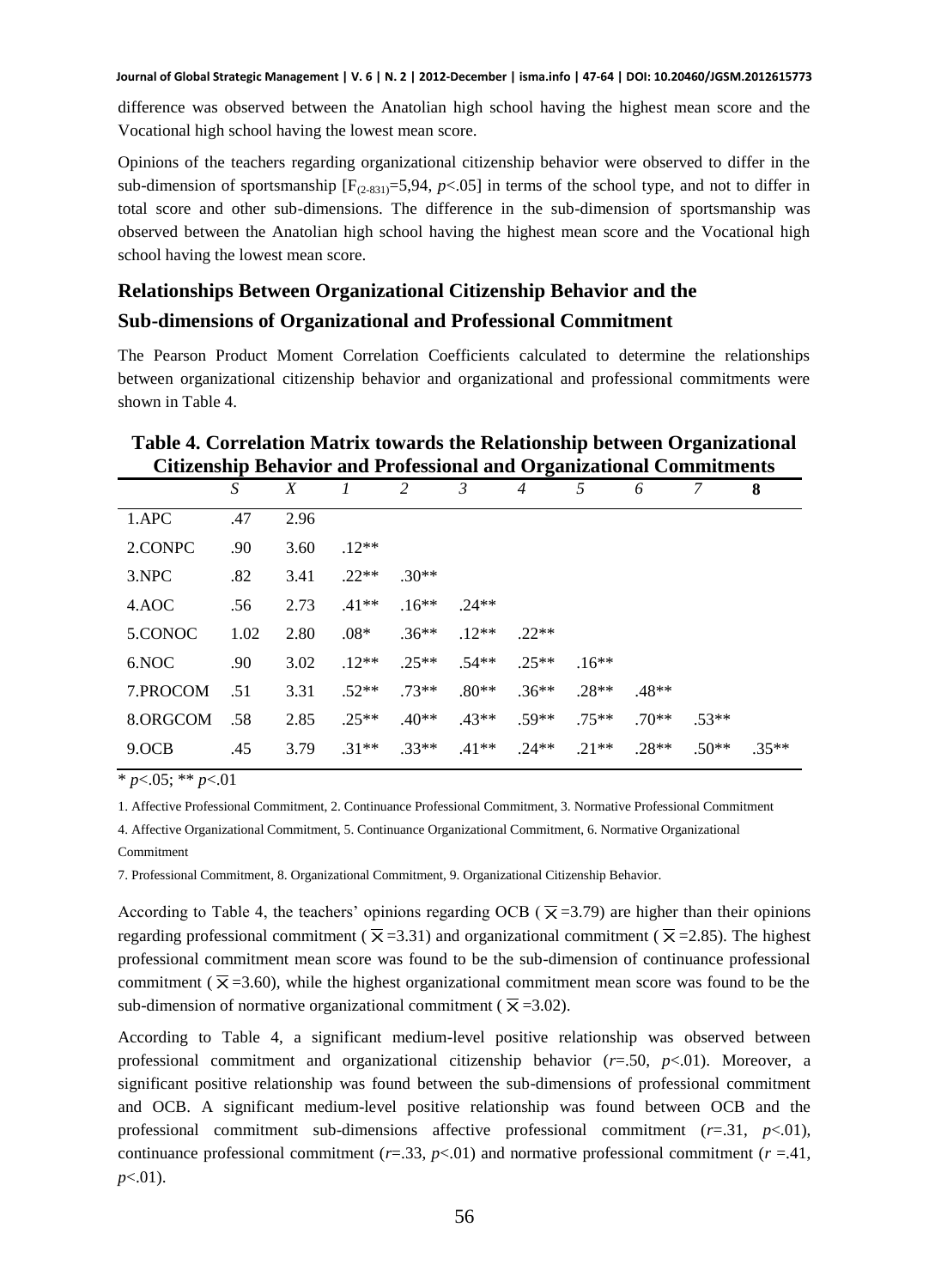difference was observed between the Anatolian high school having the highest mean score and the Vocational high school having the lowest mean score.

Opinions of the teachers regarding organizational citizenship behavior were observed to differ in the sub-dimension of sportsmanship [$F_{(2\text{-}831)}$=5,94, $p$<.05] in terms of the school type, and not to differ in total score and other sub-dimensions. The difference in the sub-dimension of sportsmanship was observed between the Anatolian high school having the highest mean score and the Vocational high school having the lowest mean score.

## Relationships Between Organizational Citizenship Behavior and the Sub-dimensions of Organizational and Professional Commitment

The Pearson Product Moment Correlation Coefficients calculated to determine the relationships between organizational citizenship behavior and organizational and professional commitments were shown in Table 4.

**Table 4. Correlation Matrix towards the Relationship between Organizational Citizenship Behavior and Professional and Organizational Commitments**

| | *S* | *X* | *1* | *2* | *3* | *4* | *5* | *6* | *7* | **8** |
|---|---|---|---|---|---|---|---|---|---|---|
| 1.APC | .47 | 2.96 | | | | | | | | |
| 2.CONPC | .90 | 3.60 | .12** | | | | | | | |
| 3.NPC | .82 | 3.41 | .22** | .30** | | | | | | |
| 4.AOC | .56 | 2.73 | .41** | .16** | .24** | | | | | |
| 5.CONOC | 1.02 | 2.80 | .08* | .36** | .12** | .22** | | | | |
| 6.NOC | .90 | 3.02 | .12** | .25** | .54** | .25** | .16** | | | |
| 7.PROCOM | .51 | 3.31 | .52** | .73** | .80** | .36** | .28** | .48** | | |
| 8.ORGCOM | .58 | 2.85 | .25** | .40** | .43** | .59** | .75** | .70** | .53** | |
| 9.OCB | .45 | 3.79 | .31** | .33** | .41** | .24** | .21** | .28** | .50** | .35** |

\* $p$<.05; ** $p$<.01

1. Affective Professional Commitment, 2. Continuance Professional Commitment, 3. Normative Professional Commitment

4. Affective Organizational Commitment, 5. Continuance Organizational Commitment, 6. Normative Organizational Commitment

7. Professional Commitment, 8. Organizational Commitment, 9. Organizational Citizenship Behavior.

According to Table 4, the teachers' opinions regarding OCB ($\overline{X}$=3.79) are higher than their opinions regarding professional commitment ($\overline{X}$=3.31) and organizational commitment ($\overline{X}$=2.85). The highest professional commitment mean score was found to be the sub-dimension of continuance professional commitment ($\overline{X}$=3.60), while the highest organizational commitment mean score was found to be the sub-dimension of normative organizational commitment ($\overline{X}$=3.02).

According to Table 4, a significant medium-level positive relationship was observed between professional commitment and organizational citizenship behavior ($r$=.50, $p$<.01). Moreover, a significant positive relationship was found between the sub-dimensions of professional commitment and OCB. A significant medium-level positive relationship was found between OCB and the professional commitment sub-dimensions affective professional commitment ($r$=.31, $p$<.01), continuance professional commitment ($r$=.33, $p$<.01) and normative professional commitment ($r$ =.41, $p$<.01).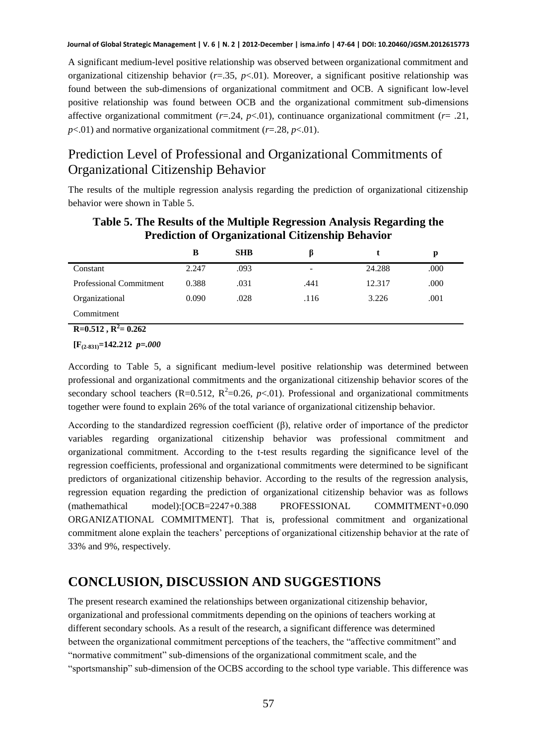A significant medium-level positive relationship was observed between organizational commitment and organizational citizenship behavior (*r*=.35, *p*<.01). Moreover, a significant positive relationship was found between the sub-dimensions of organizational commitment and OCB. A significant low-level positive relationship was found between OCB and the organizational commitment sub-dimensions affective organizational commitment (*r*=.24, *p*<.01), continuance organizational commitment (*r*= .21, *p*<.01) and normative organizational commitment (*r*=.28, *p*<.01).

## Prediction Level of Professional and Organizational Commitments of Organizational Citizenship Behavior

The results of the multiple regression analysis regarding the prediction of organizational citizenship behavior were shown in Table 5.

**Table 5. The Results of the Multiple Regression Analysis Regarding the Prediction of Organizational Citizenship Behavior**

| | B | SHB | β | t | p |
|---|---|---|---|---|---|
| Constant | 2.247 | .093 | - | 24.288 | .000 |
| Professional Commitment | 0.388 | .031 | .441 | 12.317 | .000 |
| Organizational Commitment | 0.090 | .028 | .116 | 3.226 | .001 |

**R=0.512 , $R^2$= 0.262**

**[$F_{(2\text{-}831)}$=142.212 *p=.000***

According to Table 5, a significant medium-level positive relationship was determined between professional and organizational commitments and the organizational citizenship behavior scores of the secondary school teachers (R=0.512, $R^2$=0.26, *p*<.01). Professional and organizational commitments together were found to explain 26% of the total variance of organizational citizenship behavior.

According to the standardized regression coefficient (β), relative order of importance of the predictor variables regarding organizational citizenship behavior was professional commitment and organizational commitment. According to the t-test results regarding the significance level of the regression coefficients, professional and organizational commitments were determined to be significant predictors of organizational citizenship behavior. According to the results of the regression analysis, regression equation regarding the prediction of organizational citizenship behavior was as follows (mathemathical model):[OCB=2247+0.388 PROFESSIONAL COMMITMENT+0.090 ORGANIZATIONAL COMMITMENT]. That is, professional commitment and organizational commitment alone explain the teachers' perceptions of organizational citizenship behavior at the rate of 33% and 9%, respectively.

# CONCLUSION, DISCUSSION AND SUGGESTIONS

The present research examined the relationships between organizational citizenship behavior, organizational and professional commitments depending on the opinions of teachers working at different secondary schools. As a result of the research, a significant difference was determined between the organizational commitment perceptions of the teachers, the "affective commitment" and "normative commitment" sub-dimensions of the organizational commitment scale, and the "sportsmanship" sub-dimension of the OCBS according to the school type variable. This difference was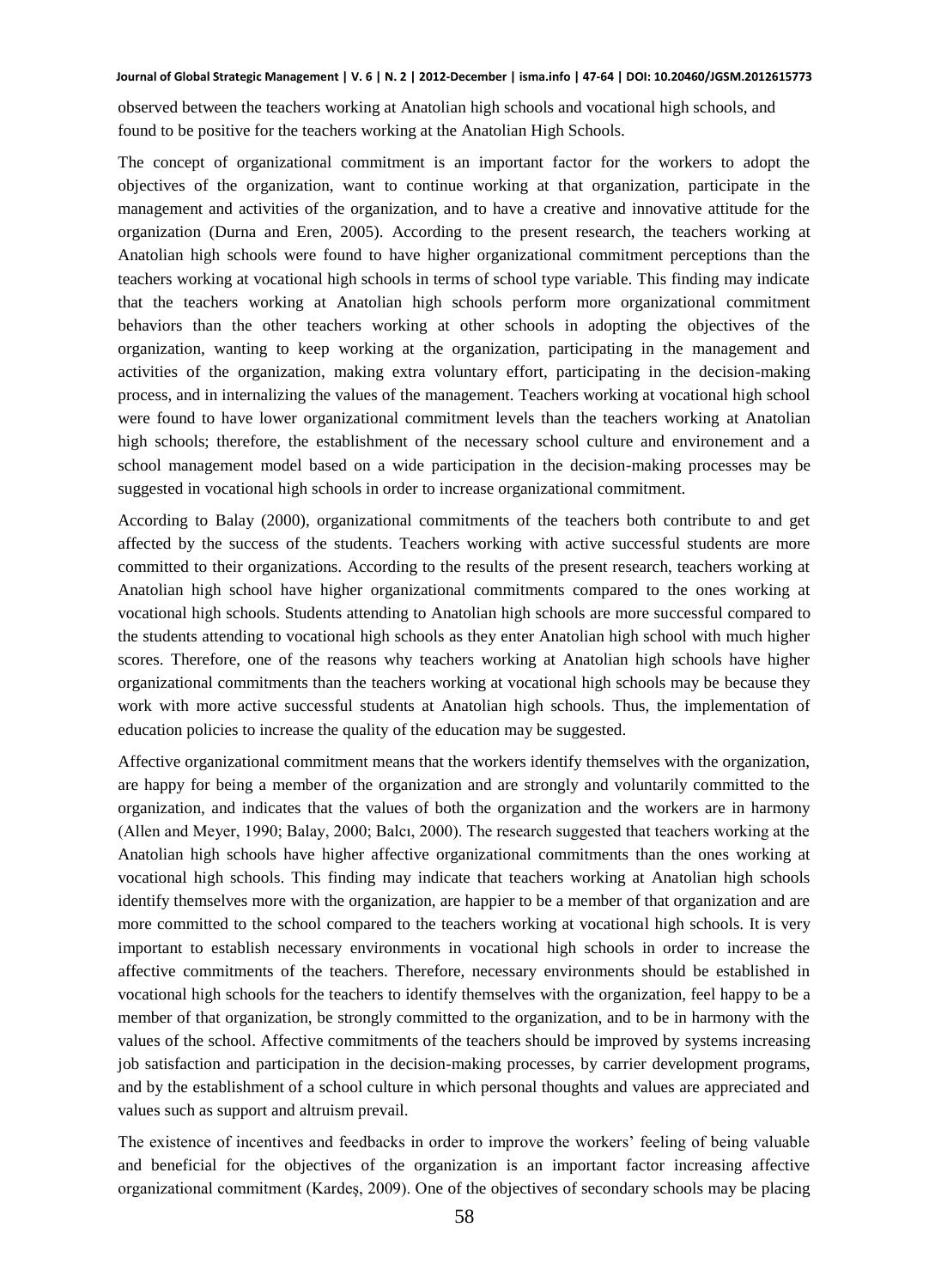observed between the teachers working at Anatolian high schools and vocational high schools, and found to be positive for the teachers working at the Anatolian High Schools.

The concept of organizational commitment is an important factor for the workers to adopt the objectives of the organization, want to continue working at that organization, participate in the management and activities of the organization, and to have a creative and innovative attitude for the organization (Durna and Eren, 2005). According to the present research, the teachers working at Anatolian high schools were found to have higher organizational commitment perceptions than the teachers working at vocational high schools in terms of school type variable. This finding may indicate that the teachers working at Anatolian high schools perform more organizational commitment behaviors than the other teachers working at other schools in adopting the objectives of the organization, wanting to keep working at the organization, participating in the management and activities of the organization, making extra voluntary effort, participating in the decision-making process, and in internalizing the values of the management. Teachers working at vocational high school were found to have lower organizational commitment levels than the teachers working at Anatolian high schools; therefore, the establishment of the necessary school culture and environement and a school management model based on a wide participation in the decision-making processes may be suggested in vocational high schools in order to increase organizational commitment.

According to Balay (2000), organizational commitments of the teachers both contribute to and get affected by the success of the students. Teachers working with active successful students are more committed to their organizations. According to the results of the present research, teachers working at Anatolian high school have higher organizational commitments compared to the ones working at vocational high schools. Students attending to Anatolian high schools are more successful compared to the students attending to vocational high schools as they enter Anatolian high school with much higher scores. Therefore, one of the reasons why teachers working at Anatolian high schools have higher organizational commitments than the teachers working at vocational high schools may be because they work with more active successful students at Anatolian high schools. Thus, the implementation of education policies to increase the quality of the education may be suggested.

Affective organizational commitment means that the workers identify themselves with the organization, are happy for being a member of the organization and are strongly and voluntarily committed to the organization, and indicates that the values of both the organization and the workers are in harmony (Allen and Meyer, 1990; Balay, 2000; Balcı, 2000). The research suggested that teachers working at the Anatolian high schools have higher affective organizational commitments than the ones working at vocational high schools. This finding may indicate that teachers working at Anatolian high schools identify themselves more with the organization, are happier to be a member of that organization and are more committed to the school compared to the teachers working at vocational high schools. It is very important to establish necessary environments in vocational high schools in order to increase the affective commitments of the teachers. Therefore, necessary environments should be established in vocational high schools for the teachers to identify themselves with the organization, feel happy to be a member of that organization, be strongly committed to the organization, and to be in harmony with the values of the school. Affective commitments of the teachers should be improved by systems increasing job satisfaction and participation in the decision-making processes, by carrier development programs, and by the establishment of a school culture in which personal thoughts and values are appreciated and values such as support and altruism prevail.

The existence of incentives and feedbacks in order to improve the workers' feeling of being valuable and beneficial for the objectives of the organization is an important factor increasing affective organizational commitment (Kardeş, 2009). One of the objectives of secondary schools may be placing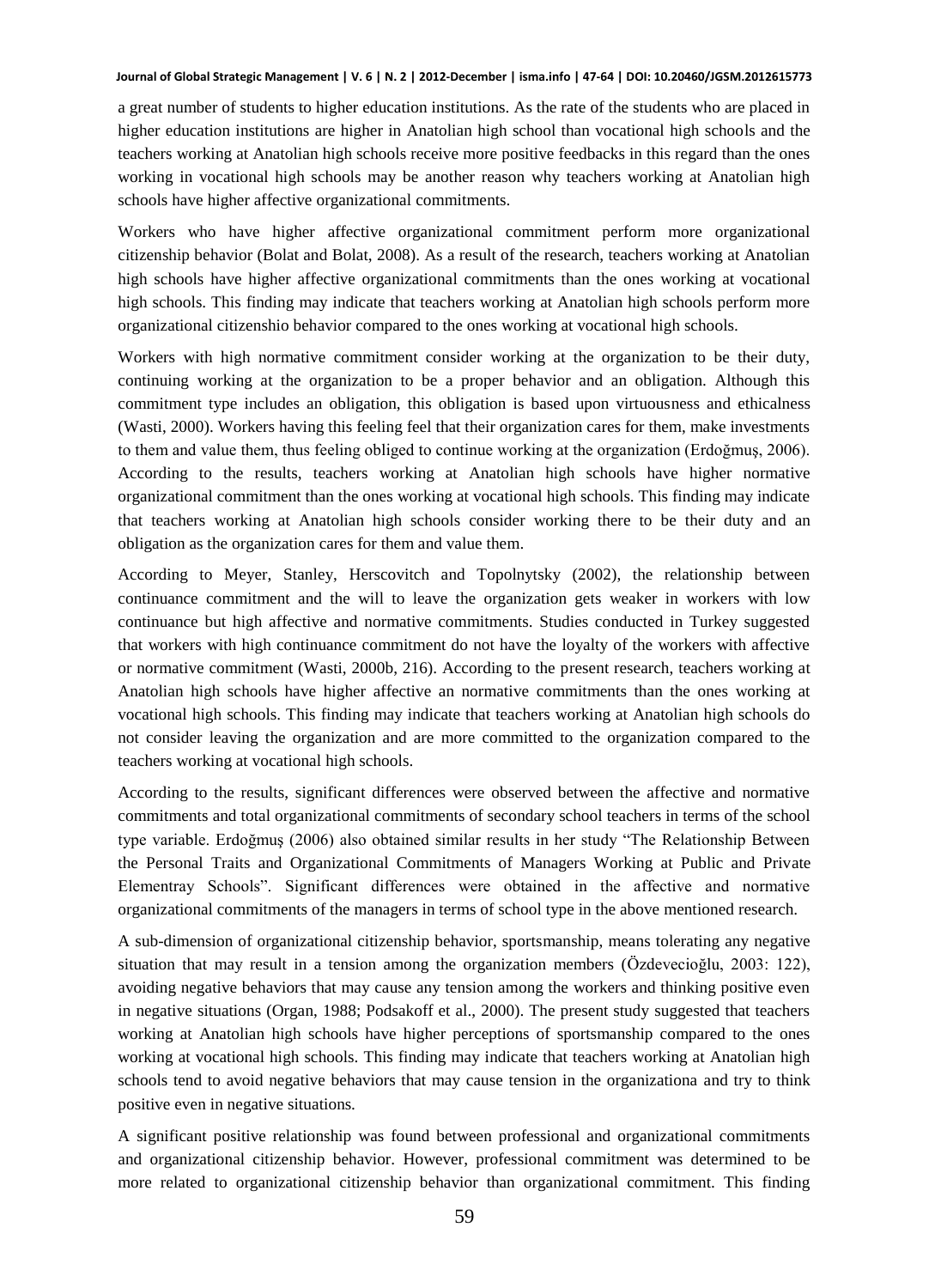a great number of students to higher education institutions. As the rate of the students who are placed in higher education institutions are higher in Anatolian high school than vocational high schools and the teachers working at Anatolian high schools receive more positive feedbacks in this regard than the ones working in vocational high schools may be another reason why teachers working at Anatolian high schools have higher affective organizational commitments.

Workers who have higher affective organizational commitment perform more organizational citizenship behavior (Bolat and Bolat, 2008). As a result of the research, teachers working at Anatolian high schools have higher affective organizational commitments than the ones working at vocational high schools. This finding may indicate that teachers working at Anatolian high schools perform more organizational citizenshio behavior compared to the ones working at vocational high schools.

Workers with high normative commitment consider working at the organization to be their duty, continuing working at the organization to be a proper behavior and an obligation. Although this commitment type includes an obligation, this obligation is based upon virtuousness and ethicalness (Wasti, 2000). Workers having this feeling feel that their organization cares for them, make investments to them and value them, thus feeling obliged to continue working at the organization (Erdoğmuş, 2006). According to the results, teachers working at Anatolian high schools have higher normative organizational commitment than the ones working at vocational high schools. This finding may indicate that teachers working at Anatolian high schools consider working there to be their duty and an obligation as the organization cares for them and value them.

According to Meyer, Stanley, Herscovitch and Topolnytsky (2002), the relationship between continuance commitment and the will to leave the organization gets weaker in workers with low continuance but high affective and normative commitments. Studies conducted in Turkey suggested that workers with high continuance commitment do not have the loyalty of the workers with affective or normative commitment (Wasti, 2000b, 216). According to the present research, teachers working at Anatolian high schools have higher affective an normative commitments than the ones working at vocational high schools. This finding may indicate that teachers working at Anatolian high schools do not consider leaving the organization and are more committed to the organization compared to the teachers working at vocational high schools.

According to the results, significant differences were observed between the affective and normative commitments and total organizational commitments of secondary school teachers in terms of the school type variable. Erdoğmuş (2006) also obtained similar results in her study "The Relationship Between the Personal Traits and Organizational Commitments of Managers Working at Public and Private Elementray Schools". Significant differences were obtained in the affective and normative organizational commitments of the managers in terms of school type in the above mentioned research.

A sub-dimension of organizational citizenship behavior, sportsmanship, means tolerating any negative situation that may result in a tension among the organization members (Özdevecioğlu, 2003: 122), avoiding negative behaviors that may cause any tension among the workers and thinking positive even in negative situations (Organ, 1988; Podsakoff et al., 2000). The present study suggested that teachers working at Anatolian high schools have higher perceptions of sportsmanship compared to the ones working at vocational high schools. This finding may indicate that teachers working at Anatolian high schools tend to avoid negative behaviors that may cause tension in the organizationa and try to think positive even in negative situations.

A significant positive relationship was found between professional and organizational commitments and organizational citizenship behavior. However, professional commitment was determined to be more related to organizational citizenship behavior than organizational commitment. This finding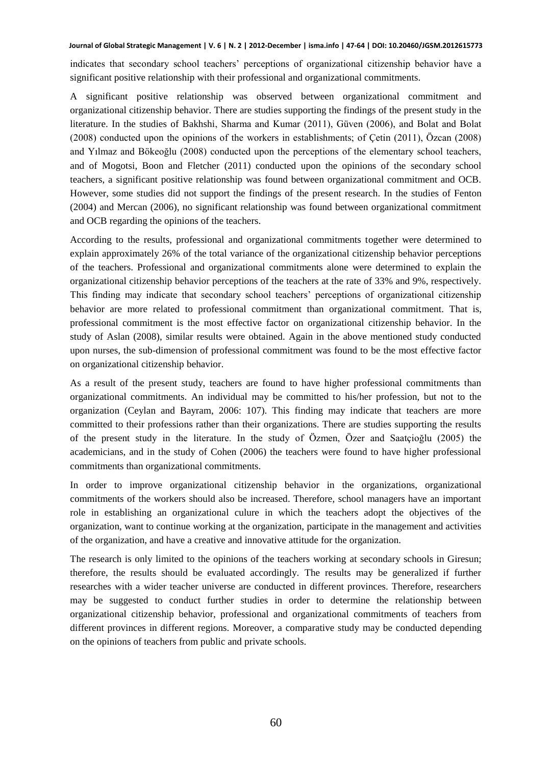indicates that secondary school teachers' perceptions of organizational citizenship behavior have a significant positive relationship with their professional and organizational commitments.

A significant positive relationship was observed between organizational commitment and organizational citizenship behavior. There are studies supporting the findings of the present study in the literature. In the studies of Bakhshi, Sharma and Kumar (2011), Güven (2006), and Bolat and Bolat (2008) conducted upon the opinions of the workers in establishments; of Çetin (2011), Özcan (2008) and Yılmaz and Bökeoğlu (2008) conducted upon the perceptions of the elementary school teachers, and of Mogotsi, Boon and Fletcher (2011) conducted upon the opinions of the secondary school teachers, a significant positive relationship was found between organizational commitment and OCB. However, some studies did not support the findings of the present research. In the studies of Fenton (2004) and Mercan (2006), no significant relationship was found between organizational commitment and OCB regarding the opinions of the teachers.

According to the results, professional and organizational commitments together were determined to explain approximately 26% of the total variance of the organizational citizenship behavior perceptions of the teachers. Professional and organizational commitments alone were determined to explain the organizational citizenship behavior perceptions of the teachers at the rate of 33% and 9%, respectively. This finding may indicate that secondary school teachers' perceptions of organizational citizenship behavior are more related to professional commitment than organizational commitment. That is, professional commitment is the most effective factor on organizational citizenship behavior. In the study of Aslan (2008), similar results were obtained. Again in the above mentioned study conducted upon nurses, the sub-dimension of professional commitment was found to be the most effective factor on organizational citizenship behavior.

As a result of the present study, teachers are found to have higher professional commitments than organizational commitments. An individual may be committed to his/her profession, but not to the organization (Ceylan and Bayram, 2006: 107). This finding may indicate that teachers are more committed to their professions rather than their organizations. There are studies supporting the results of the present study in the literature. In the study of Özmen, Özer and Saatçioğlu (2005) the academicians, and in the study of Cohen (2006) the teachers were found to have higher professional commitments than organizational commitments.

In order to improve organizational citizenship behavior in the organizations, organizational commitments of the workers should also be increased. Therefore, school managers have an important role in establishing an organizational culure in which the teachers adopt the objectives of the organization, want to continue working at the organization, participate in the management and activities of the organization, and have a creative and innovative attitude for the organization.

The research is only limited to the opinions of the teachers working at secondary schools in Giresun; therefore, the results should be evaluated accordingly. The results may be generalized if further researches with a wider teacher universe are conducted in different provinces. Therefore, researchers may be suggested to conduct further studies in order to determine the relationship between organizational citizenship behavior, professional and organizational commitments of teachers from different provinces in different regions. Moreover, a comparative study may be conducted depending on the opinions of teachers from public and private schools.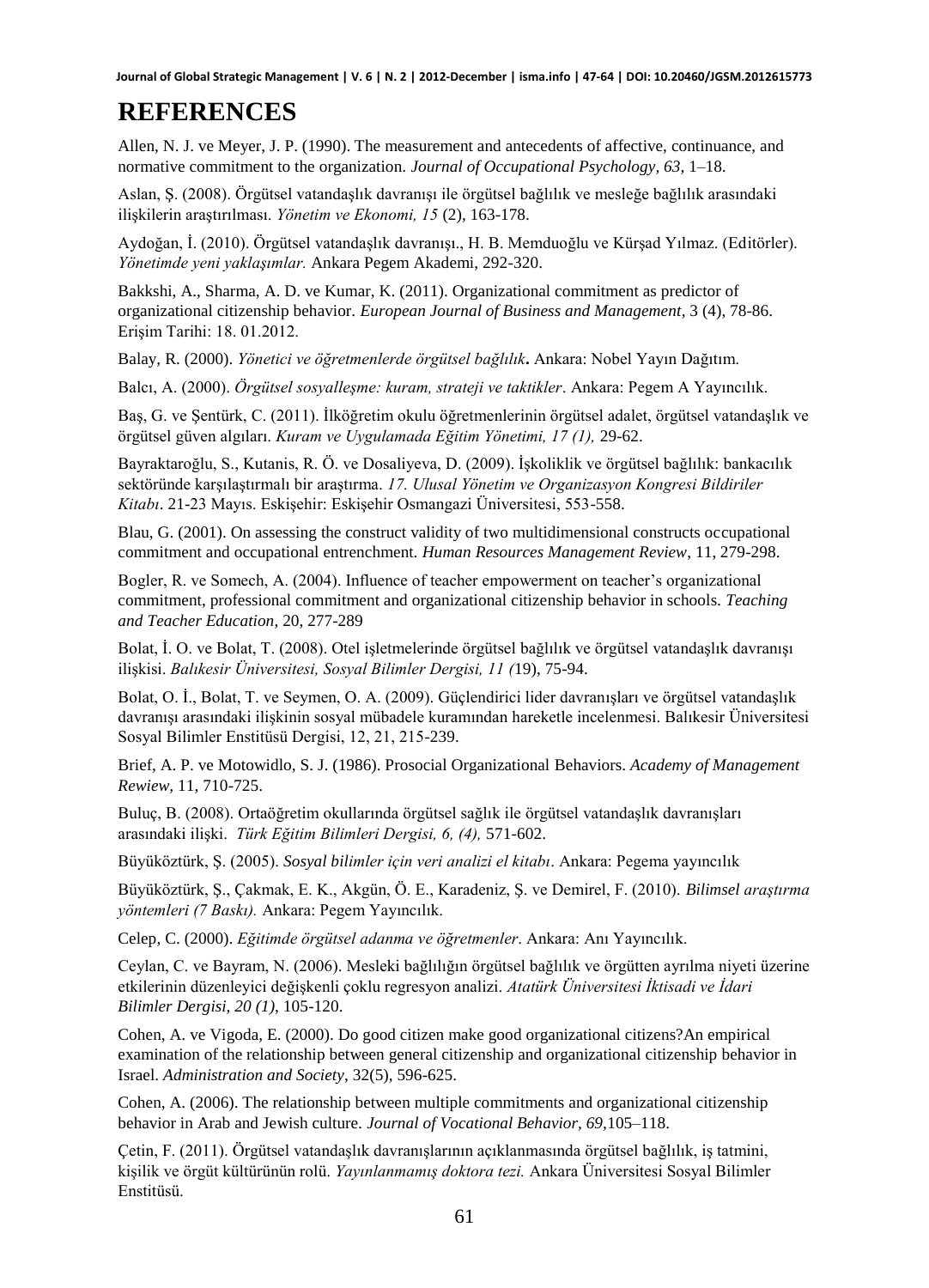## REFERENCES

Allen, N. J. ve Meyer, J. P. (1990). The measurement and antecedents of affective, continuance, and normative commitment to the organization. *Journal of Occupational Psychology, 63,* 1–18.

Aslan, Ş. (2008). Örgütsel vatandaşlık davranışı ile örgütsel bağlılık ve mesleğe bağlılık arasındaki ilişkilerin araştırılması. *Yönetim ve Ekonomi, 15* (2), 163-178.

Aydoğan, İ. (2010). Örgütsel vatandaşlık davranışı., H. B. Memduoğlu ve Kürşad Yılmaz. (Editörler). *Yönetimde yeni yaklaşımlar.* Ankara Pegem Akademi, 292-320.

Bakkshi, A., Sharma, A. D. ve Kumar, K. (2011). Organizational commitment as predictor of organizational citizenship behavior. *European Journal of Business and Management*, 3 (4), 78-86. Erişim Tarihi: 18. 01.2012.

Balay, R. (2000). *Yönetici ve öğretmenlerde örgütsel bağlılık***.** Ankara: Nobel Yayın Dağıtım.

Balcı, A. (2000). *Örgütsel sosyalleşme: kuram, strateji ve taktikler*. Ankara: Pegem A Yayıncılık.

Baş, G. ve Şentürk, C. (2011). İlköğretim okulu öğretmenlerinin örgütsel adalet, örgütsel vatandaşlık ve örgütsel güven algıları. *Kuram ve Uygulamada Eğitim Yönetimi, 17 (1),* 29-62.

Bayraktaroğlu, S., Kutanis, R. Ö. ve Dosaliyeva, D. (2009). İşkoliklik ve örgütsel bağlılık: bankacılık sektöründe karşılaştırmalı bir araştırma. *17. Ulusal Yönetim ve Organizasyon Kongresi Bildiriler Kitabı*. 21-23 Mayıs. Eskişehir: Eskişehir Osmangazi Üniversitesi, 553-558.

Blau, G. (2001). On assessing the construct validity of two multidimensional constructs occupational commitment and occupational entrenchment. *Human Resources Management Review*, 11, 279-298.

Bogler, R. ve Somech, A. (2004). Influence of teacher empowerment on teacher's organizational commitment, professional commitment and organizational citizenship behavior in schools. *Teaching and Teacher Education*, 20, 277-289

Bolat, İ. O. ve Bolat, T. (2008). Otel işletmelerinde örgütsel bağlılık ve örgütsel vatandaşlık davranışı ilişkisi. *Balıkesir Üniversitesi, Sosyal Bilimler Dergisi, 11 (*19), 75-94.

Bolat, O. İ., Bolat, T. ve Seymen, O. A. (2009). Güçlendirici lider davranışları ve örgütsel vatandaşlık davranışı arasındaki ilişkinin sosyal mübadele kuramından hareketle incelenmesi. Balıkesir Üniversitesi Sosyal Bilimler Enstitüsü Dergisi, 12, 21, 215-239.

Brief, A. P. ve Motowidlo, S. J. (1986). Prosocial Organizational Behaviors. *Academy of Management Rewiew,* 11, 710-725.

Buluç, B. (2008). Ortaöğretim okullarında örgütsel sağlık ile örgütsel vatandaşlık davranışları arasındaki ilişki. *Türk Eğitim Bilimleri Dergisi, 6, (4),* 571-602.

Büyüköztürk, Ş. (2005). *Sosyal bilimler için veri analizi el kitabı*. Ankara: Pegema yayıncılık

Büyüköztürk, Ş., Çakmak, E. K., Akgün, Ö. E., Karadeniz, Ş. ve Demirel, F. (2010). *Bilimsel araştırma yöntemleri (7 Baskı).* Ankara: Pegem Yayıncılık.

Celep, C. (2000). *Eğitimde örgütsel adanma ve öğretmenler*. Ankara: Anı Yayıncılık.

Ceylan, C. ve Bayram, N. (2006). Mesleki bağlılığın örgütsel bağlılık ve örgütten ayrılma niyeti üzerine etkilerinin düzenleyici değişkenli çoklu regresyon analizi. *Atatürk Üniversitesi İktisadi ve İdari Bilimler Dergisi, 20 (1),* 105-120.

Cohen, A. ve Vigoda, E. (2000). Do good citizen make good organizational citizens?An empirical examination of the relationship between general citizenship and organizational citizenship behavior in Israel. *Administration and Society*, 32(5), 596-625.

Cohen, A. (2006). The relationship between multiple commitments and organizational citizenship behavior in Arab and Jewish culture. *Journal of Vocational Behavior, 69,*105–118.

Çetin, F. (2011). Örgütsel vatandaşlık davranışlarının açıklanmasında örgütsel bağlılık, iş tatmini, kişilik ve örgüt kültürünün rolü. *Yayınlanmamış doktora tezi.* Ankara Üniversitesi Sosyal Bilimler Enstitüsü.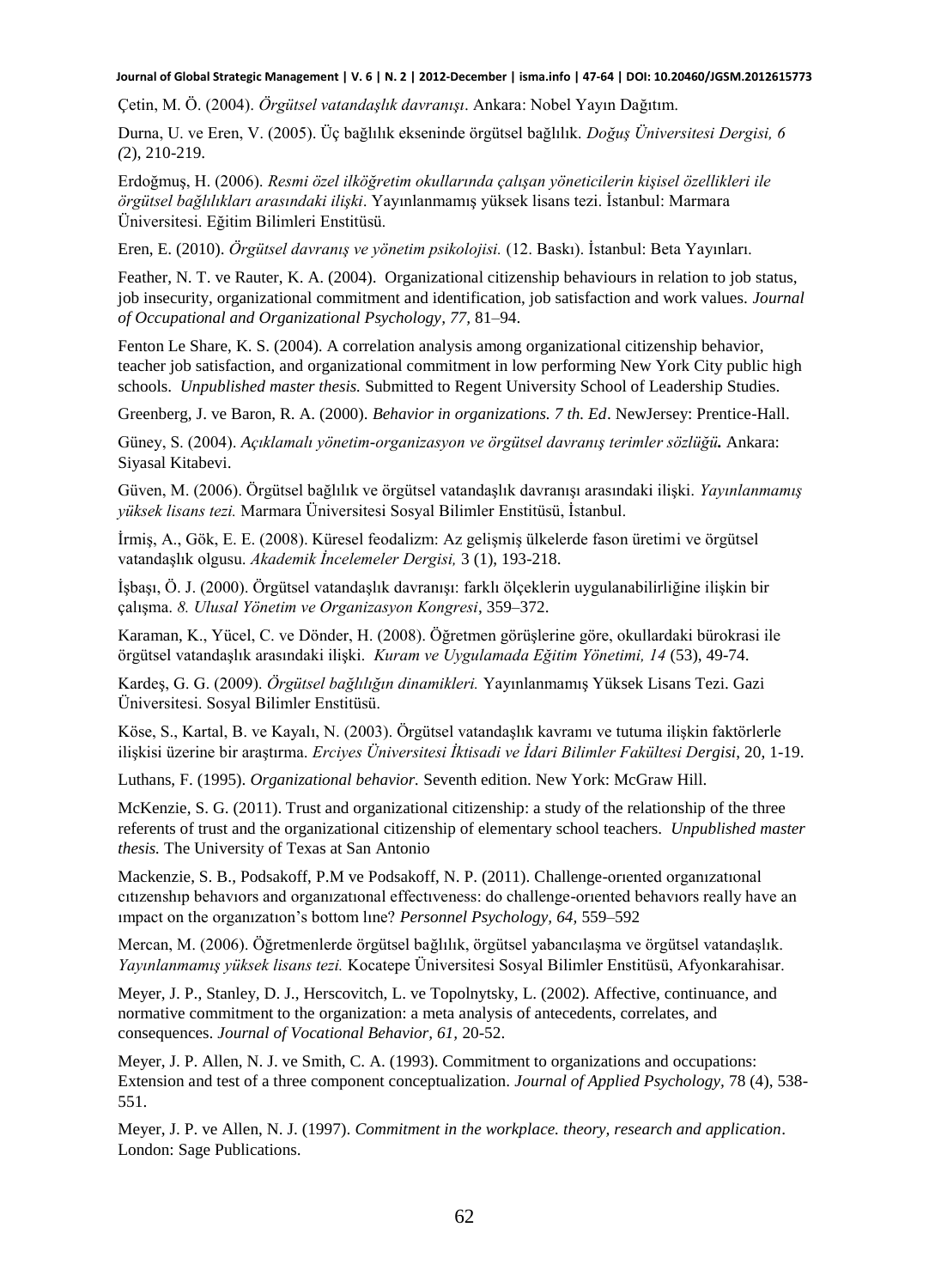Çetin, M. Ö. (2004). *Örgütsel vatandaşlık davranışı*. Ankara: Nobel Yayın Dağıtım.

Durna, U. ve Eren, V. (2005). Üç bağlılık ekseninde örgütsel bağlılık. *Doğuş Üniversitesi Dergisi, 6 (*2), 210-219.

Erdoğmuş, H. (2006). *Resmi özel ilköğretim okullarında çalışan yöneticilerin kişisel özellikleri ile örgütsel bağlılıkları arasındaki ilişki*. Yayınlanmamış yüksek lisans tezi. İstanbul: Marmara Üniversitesi. Eğitim Bilimleri Enstitüsü.

Eren, E. (2010). *Örgütsel davranış ve yönetim psikolojisi.* (12. Baskı). İstanbul: Beta Yayınları.

Feather, N. T. ve Rauter, K. A. (2004). Organizational citizenship behaviours in relation to job status, job insecurity, organizational commitment and identification, job satisfaction and work values. *Journal of Occupational and Organizational Psychology, 77,* 81–94.

Fenton Le Share, K. S. (2004). A correlation analysis among organizational citizenship behavior, teacher job satisfaction, and organizational commitment in low performing New York City public high schools. *Unpublished master thesis.* Submitted to Regent University School of Leadership Studies.

Greenberg, J. ve Baron, R. A. (2000). *Behavior in organizations. 7 th. Ed*. NewJersey: Prentice-Hall.

Güney, S. (2004). *Açıklamalı yönetim-organizasyon ve örgütsel davranış terimler sözlüğü.* Ankara: Siyasal Kitabevi.

Güven, M. (2006). Örgütsel bağlılık ve örgütsel vatandaşlık davranışı arasındaki ilişki. *Yayınlanmamış yüksek lisans tezi.* Marmara Üniversitesi Sosyal Bilimler Enstitüsü, İstanbul.

İrmiş, A., Gök, E. E. (2008). Küresel feodalizm: Az gelişmiş ülkelerde fason üretimi ve örgütsel vatandaşlık olgusu. *Akademik İncelemeler Dergisi,* 3 (1), 193-218.

İşbaşı, Ö. J. (2000). Örgütsel vatandaşlık davranışı: farklı ölçeklerin uygulanabilirliğine ilişkin bir çalışma. *8. Ulusal Yönetim ve Organizasyon Kongresi*, 359–372.

Karaman, K., Yücel, C. ve Dönder, H. (2008). Öğretmen görüşlerine göre, okullardaki bürokrasi ile örgütsel vatandaşlık arasındaki ilişki. *Kuram ve Uygulamada Eğitim Yönetimi, 14* (53), 49-74.

Kardeş, G. G. (2009). *Örgütsel bağlılığın dinamikleri.* Yayınlanmamış Yüksek Lisans Tezi. Gazi Üniversitesi. Sosyal Bilimler Enstitüsü.

Köse, S., Kartal, B. ve Kayalı, N. (2003). Örgütsel vatandaşlık kavramı ve tutuma ilişkin faktörlerle ilişkisi üzerine bir araştırma. *Erciyes Üniversitesi İktisadi ve İdari Bilimler Fakültesi Dergisi*, 20, 1-19.

Luthans, F. (1995). *Organizational behavior.* Seventh edition. New York: McGraw Hill.

McKenzie, S. G. (2011). Trust and organizational citizenship: a study of the relationship of the three referents of trust and the organizational citizenship of elementary school teachers. *Unpublished master thesis.* The University of Texas at San Antonio

Mackenzie, S. B., Podsakoff, P.M ve Podsakoff, N. P. (2011). Challenge-orıented organızatıonal cıtızenshıp behavıors and organızatıonal effectıveness: do challenge-orıented behavıors really have an ımpact on the organızatıon's bottom lıne? *Personnel Psychology, 64,* 559–592

Mercan, M. (2006). Öğretmenlerde örgütsel bağlılık, örgütsel yabancılaşma ve örgütsel vatandaşlık. *Yayınlanmamış yüksek lisans tezi.* Kocatepe Üniversitesi Sosyal Bilimler Enstitüsü, Afyonkarahisar.

Meyer, J. P., Stanley, D. J., Herscovitch, L. ve Topolnytsky, L. (2002). Affective, continuance, and normative commitment to the organization: a meta analysis of antecedents, correlates, and consequences. *Journal of Vocational Behavior, 61,* 20-52.

Meyer, J. P. Allen, N. J. ve Smith, C. A. (1993). Commitment to organizations and occupations: Extension and test of a three component conceptualization. *Journal of Applied Psychology,* 78 (4), 538-551.

Meyer, J. P. ve Allen, N. J. (1997). *Commitment in the workplace. theory, research and application*. London: Sage Publications.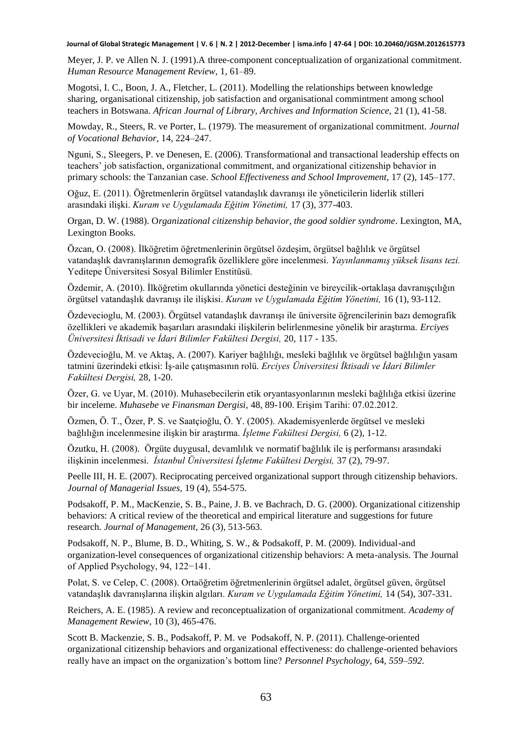Meyer, J. P. ve Allen N. J. (1991).A three-component conceptualization of organizational commitment. *Human Resource Management Review,* 1, 61–89.

Mogotsi, I. C., Boon, J. A., Fletcher, L. (2011). Modelling the relationships between knowledge sharing, organisational citizenship, job satisfaction and organisational commintment among school teachers in Botswana. *African Journal of Library, Archives and Information Science,* 21 (1), 41-58.

Mowday, R., Steers, R. ve Porter, L. (1979). The measurement of organizational commitment. *Journal of Vocational Behavior,* 14, 224–247.

Nguni, S., Sleegers, P. ve Denesen, E. (2006). Transformational and transactional leadership effects on teachers' job satisfaction, organizational commitment, and organizational citizenship behavior in primary schools: the Tanzanian case. *School Effectiveness and School Improvement,* 17 (2), 145–177.

Oğuz, E. (2011). Öğretmenlerin örgütsel vatandaşlık davranışı ile yöneticilerin liderlik stilleri arasındaki ilişki. *Kuram ve Uygulamada Eğitim Yönetimi,* 17 (3), 377-403.

Organ, D. W. (1988). O*rganizational citizenship behavior, the good soldier syndrome*. Lexington, MA, Lexington Books.

Özcan, O. (2008). İlköğretim öğretmenlerinin örgütsel özdeşim, örgütsel bağlılık ve örgütsel vatandaşlık davranışlarının demografik özelliklere göre incelenmesi. *Yayınlanmamış yüksek lisans tezi.* Yeditepe Üniversitesi Sosyal Bilimler Enstitüsü.

Özdemir, A. (2010). İlköğretim okullarında yönetici desteğinin ve bireycilik-ortaklaşa davranışçılığın örgütsel vatandaşlık davranışı ile ilişkisi. *Kuram ve Uygulamada Eğitim Yönetimi,* 16 (1), 93-112.

Özdevecioglu, M. (2003). Örgütsel vatandaşlık davranışı ile üniversite öğrencilerinin bazı demografik özellikleri ve akademik başarıları arasındaki ilişkilerin belirlenmesine yönelik bir araştırma. *Erciyes Üniversitesi İktisadi ve İdari Bilimler Fakültesi Dergisi,* 20, 117 - 135.

Özdevecioğlu, M. ve Aktaş, A. (2007). Kariyer bağlılığı, mesleki bağlılık ve örgütsel bağlılığın yasam tatmini üzerindeki etkisi: İş-aile çatışmasının rolü. *Erciyes Üniversitesi İktisadi ve İdari Bilimler Fakültesi Dergisi,* 28, 1-20.

Özer, G. ve Uyar, M. (2010). Muhasebecilerin etik oryantasyonlarının mesleki bağlılığa etkisi üzerine bir inceleme. *Muhasebe ve Finansman Dergisi*, 48, 89-100. Erişim Tarihi: 07.02.2012.

Özmen, Ö. T., Özer, P. S. ve Saatçioğlu, Ö. Y. (2005). Akademisyenlerde örgütsel ve mesleki bağlılığın incelenmesine ilişkin bir araştırma. *İşletme Fakültesi Dergisi,* 6 (2), 1-12.

Özutku, H. (2008). Örgüte duygusal, devamlılık ve normatif bağlılık ile iş performansı arasındaki ilişkinin incelenmesi. *İstanbul Üniversitesi İşletme Fakültesi Dergisi,* 37 (2), 79-97.

Peelle III, H. E. (2007). Reciprocating perceived organizational support through citizenship behaviors. *Journal of Managerial Issues*, 19 (4), 554-575.

Podsakoff, P. M., MacKenzie, S. B., Paine, J. B. ve Bachrach, D. G. (2000). Organizational citizenship behaviors: A critical review of the theoretical and empirical literature and suggestions for future research. *Journal of Management*, 26 (3), 513-563.

Podsakoff, N. P., Blume, B. D., Whiting, S. W., & Podsakoff, P. M. (2009). Individual-and organization-level consequences of organizational citizenship behaviors: A meta-analysis. The Journal of Applied Psychology, 94, 122−141.

Polat, S. ve Celep, C. (2008). Ortaöğretim öğretmenlerinin örgütsel adalet, örgütsel güven, örgütsel vatandaşlık davranışlarına ilişkin algıları. *Kuram ve Uygulamada Eğitim Yönetimi,* 14 (54), 307-331.

Reichers, A. E. (1985). A review and reconceptualization of organizational commitment. *Academy of Management Rewiew,* 10 (3), 465-476.

Scott B. Mackenzie, S. B., Podsakoff, P. M. ve Podsakoff, N. P. (2011). Challenge-oriented organizational citizenship behaviors and organizational effectiveness: do challenge-oriented behaviors really have an impact on the organization's bottom line? *Personnel Psychology*, 64*, 559–592.*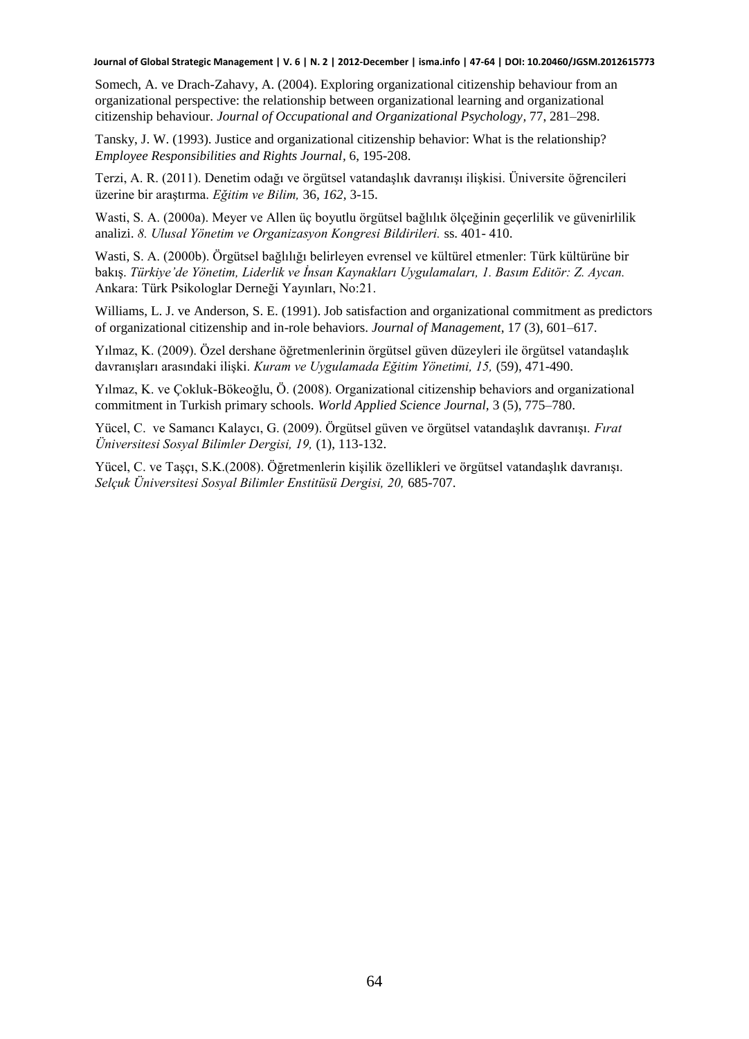Somech, A. ve Drach-Zahavy, A. (2004). Exploring organizational citizenship behaviour from an organizational perspective: the relationship between organizational learning and organizational citizenship behaviour. *Journal of Occupational and Organizational Psychology*, 77, 281–298.

Tansky, J. W. (1993). Justice and organizational citizenship behavior: What is the relationship? *Employee Responsibilities and Rights Journal*, 6, 195-208.

Terzi, A. R. (2011). Denetim odağı ve örgütsel vatandaşlık davranışı ilişkisi. Üniversite öğrencileri üzerine bir araştırma. *Eğitim ve Bilim,* 36*, 162,* 3-15.

Wasti, S. A. (2000a). Meyer ve Allen üç boyutlu örgütsel bağlılık ölçeğinin geçerlilik ve güvenirlilik analizi. *8. Ulusal Yönetim ve Organizasyon Kongresi Bildirileri.* ss. 401- 410.

Wasti, S. A. (2000b). Örgütsel bağlılığı belirleyen evrensel ve kültürel etmenler: Türk kültürüne bir bakış. *Türkiye'de Yönetim, Liderlik ve İnsan Kaynakları Uygulamaları, 1. Basım Editör: Z. Aycan.* Ankara: Türk Psikologlar Derneği Yayınları, No:21.

Williams, L. J. ve Anderson, S. E. (1991). Job satisfaction and organizational commitment as predictors of organizational citizenship and in-role behaviors. *Journal of Management*, 17 (3), 601–617.

Yılmaz, K. (2009). Özel dershane öğretmenlerinin örgütsel güven düzeyleri ile örgütsel vatandaşlık davranışları arasındaki ilişki. *Kuram ve Uygulamada Eğitim Yönetimi, 15,* (59), 471-490.

Yılmaz, K. ve Çokluk-Bökeoğlu, Ö. (2008). Organizational citizenship behaviors and organizational commitment in Turkish primary schools. *World Applied Science Journal*, 3 (5), 775–780.

Yücel, C. ve Samancı Kalaycı, G. (2009). Örgütsel güven ve örgütsel vatandaşlık davranışı. *Fırat Üniversitesi Sosyal Bilimler Dergisi, 19,* (1), 113-132.

Yücel, C. ve Taşçı, S.K.(2008). Öğretmenlerin kişilik özellikleri ve örgütsel vatandaşlık davranışı. *Selçuk Üniversitesi Sosyal Bilimler Enstitüsü Dergisi, 20,* 685-707.